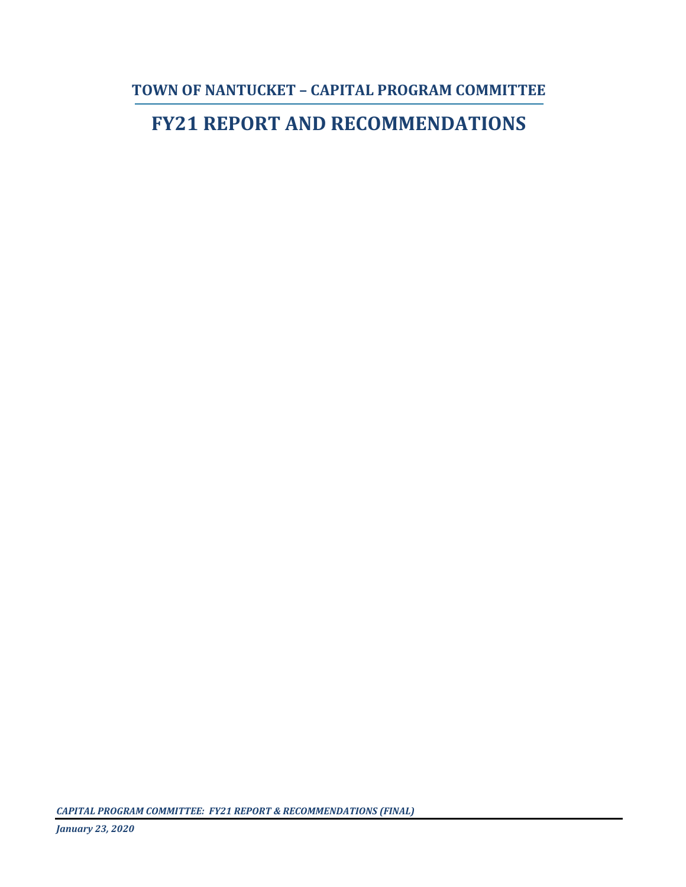## TOWN OF NANTUCKET – CAPITAL PROGRAM COMMITTEE

# FY21 REPORT AND RECOMMENDATIONS

***CAPITAL PROGRAM COMMITTEE: FY21 REPORT & RECOMMENDATIONS (FINAL)***

***January 23, 2020***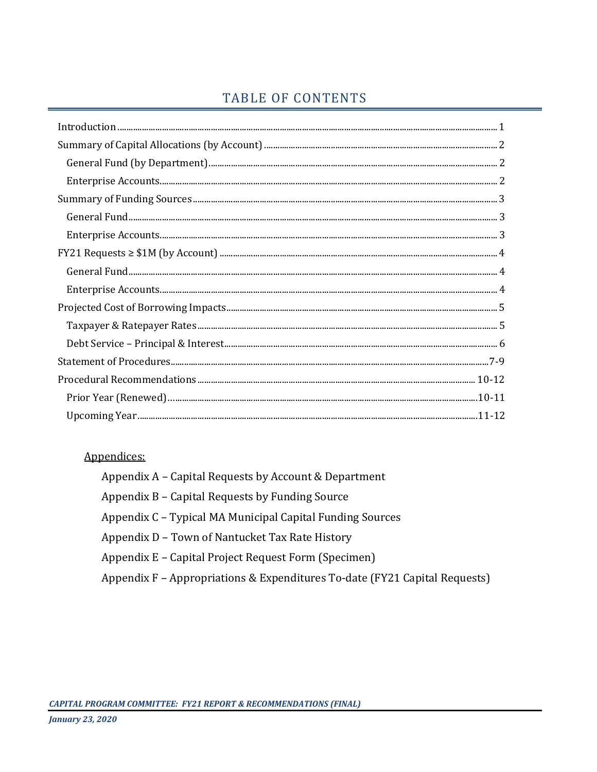# TABLE OF CONTENTS

| | |
|---|---|
| Introduction | 1 |
| Summary of Capital Allocations (by Account) | 2 |
| General Fund (by Department) | 2 |
| Enterprise Accounts | 2 |
| Summary of Funding Sources | 3 |
| General Fund | 3 |
| Enterprise Accounts | 3 |
| FY21 Requests ≥ $1M (by Account) | 4 |
| General Fund | 4 |
| Enterprise Accounts | 4 |
| Projected Cost of Borrowing Impacts | 5 |
| Taxpayer & Ratepayer Rates | 5 |
| Debt Service – Principal & Interest | 6 |
| Statement of Procedures | 7-9 |
| Procedural Recommendations | 10-12 |
| Prior Year (Renewed) | 10-11 |
| Upcoming Year | 11-12 |

Appendices:

- Appendix A – Capital Requests by Account & Department
- Appendix B – Capital Requests by Funding Source
- Appendix C – Typical MA Municipal Capital Funding Sources
- Appendix D – Town of Nantucket Tax Rate History
- Appendix E – Capital Project Request Form (Specimen)
- Appendix F – Appropriations & Expenditures To-date (FY21 Capital Requests)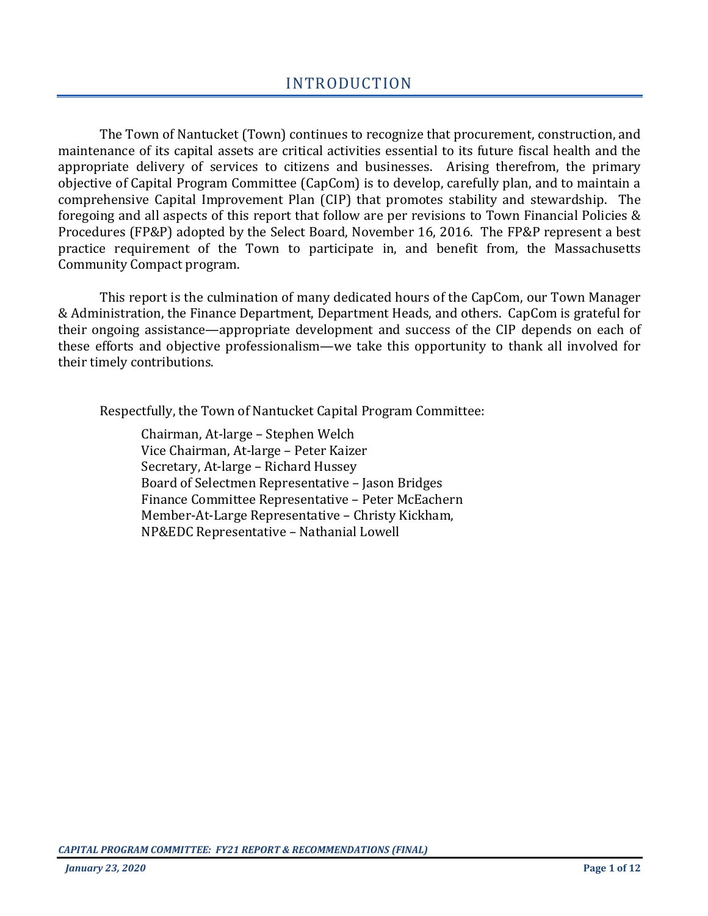# INTRODUCTION

The Town of Nantucket (Town) continues to recognize that procurement, construction, and maintenance of its capital assets are critical activities essential to its future fiscal health and the appropriate delivery of services to citizens and businesses. Arising therefrom, the primary objective of Capital Program Committee (CapCom) is to develop, carefully plan, and to maintain a comprehensive Capital Improvement Plan (CIP) that promotes stability and stewardship. The foregoing and all aspects of this report that follow are per revisions to Town Financial Policies & Procedures (FP&P) adopted by the Select Board, November 16, 2016. The FP&P represent a best practice requirement of the Town to participate in, and benefit from, the Massachusetts Community Compact program.

This report is the culmination of many dedicated hours of the CapCom, our Town Manager & Administration, the Finance Department, Department Heads, and others. CapCom is grateful for their ongoing assistance—appropriate development and success of the CIP depends on each of these efforts and objective professionalism—we take this opportunity to thank all involved for their timely contributions.

Respectfully, the Town of Nantucket Capital Program Committee:

Chairman, At-large – Stephen Welch
Vice Chairman, At-large – Peter Kaizer
Secretary, At-large – Richard Hussey
Board of Selectmen Representative – Jason Bridges
Finance Committee Representative – Peter McEachern
Member-At-Large Representative – Christy Kickham,
NP&EDC Representative – Nathanial Lowell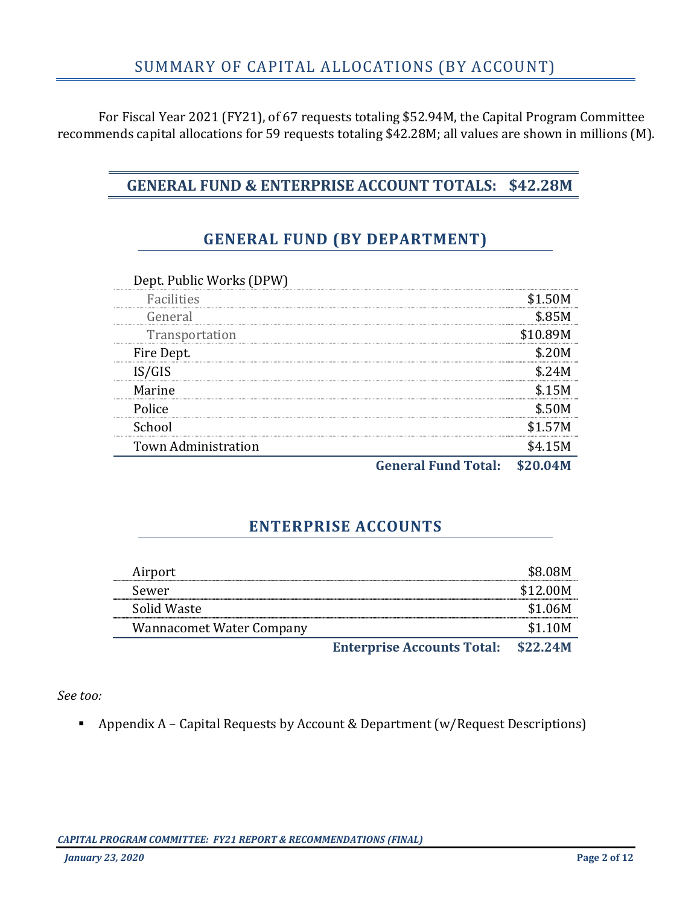## SUMMARY OF CAPITAL ALLOCATIONS (BY ACCOUNT)

For Fiscal Year 2021 (FY21), of 67 requests totaling $52.94M, the Capital Program Committee recommends capital allocations for 59 requests totaling $42.28M; all values are shown in millions (M).

### GENERAL FUND & ENTERPRISE ACCOUNT TOTALS: $42.28M

### GENERAL FUND (BY DEPARTMENT)

| Department | Amount |
|---|---|
| Dept. Public Works (DPW) | |
| Facilities | $1.50M |
| General | $.85M |
| Transportation | $10.89M |
| Fire Dept. | $.20M |
| IS/GIS | $.24M |
| Marine | $.15M |
| Police | $.50M |
| School | $1.57M |
| Town Administration | $4.15M |
| **General Fund Total:** | **$20.04M** |

### ENTERPRISE ACCOUNTS

| Account | Amount |
|---|---|
| Airport | $8.08M |
| Sewer | $12.00M |
| Solid Waste | $1.06M |
| Wannacomet Water Company | $1.10M |
| **Enterprise Accounts Total:** | **$22.24M** |

*See too:*

- Appendix A – Capital Requests by Account & Department (w/Request Descriptions)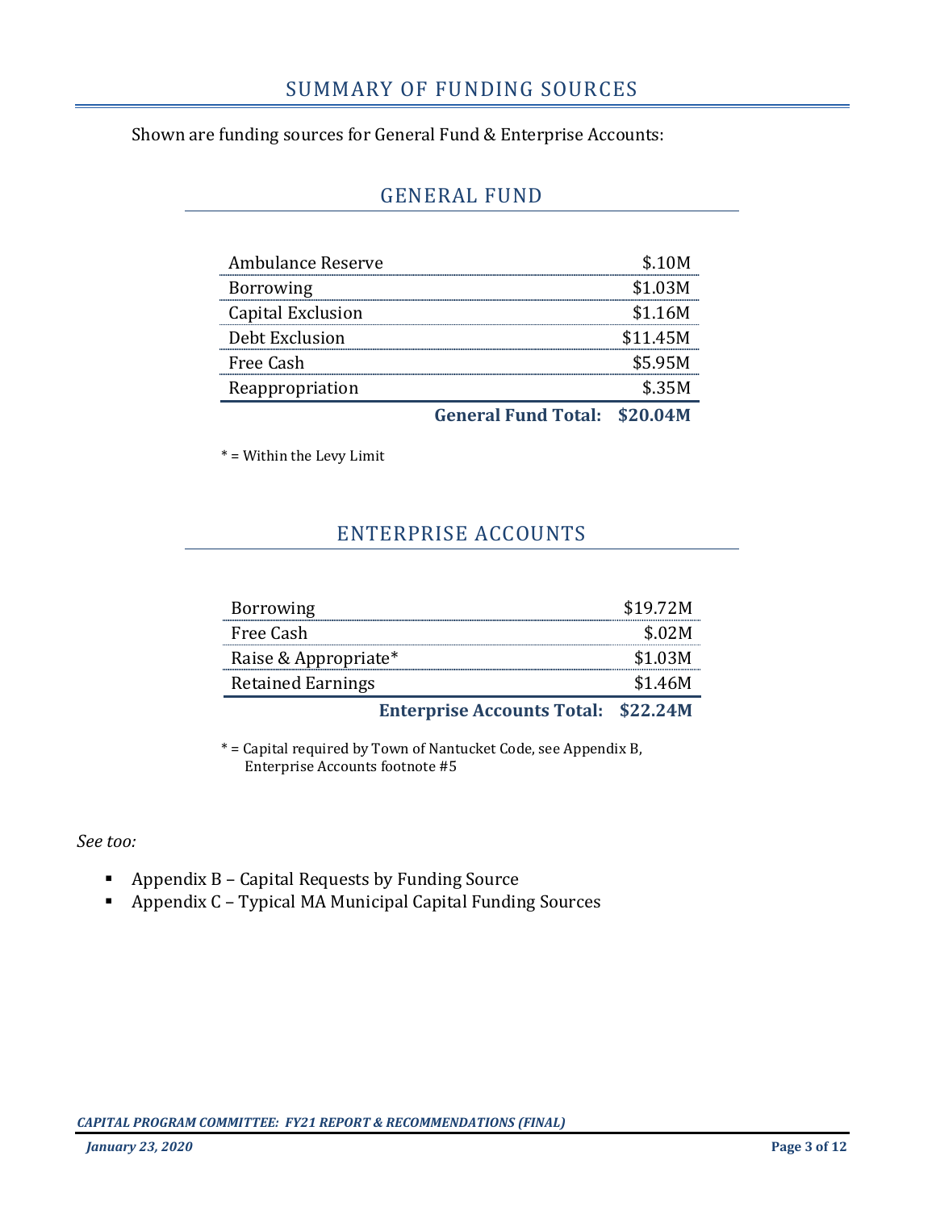# SUMMARY OF FUNDING SOURCES

Shown are funding sources for General Fund & Enterprise Accounts:

## GENERAL FUND

| | |
|---|---|
| Ambulance Reserve | $.10M |
| Borrowing | $1.03M |
| Capital Exclusion | $1.16M |
| Debt Exclusion | $11.45M |
| Free Cash | $5.95M |
| Reappropriation | $.35M |
| **General Fund Total:** | **$20.04M** |

* = Within the Levy Limit

## ENTERPRISE ACCOUNTS

| | |
|---|---|
| Borrowing | $19.72M |
| Free Cash | $.02M |
| Raise & Appropriate* | $1.03M |
| Retained Earnings | $1.46M |
| **Enterprise Accounts Total:** | **$22.24M** |

* = Capital required by Town of Nantucket Code, see Appendix B, Enterprise Accounts footnote #5

*See too:*

- Appendix B – Capital Requests by Funding Source
- Appendix C – Typical MA Municipal Capital Funding Sources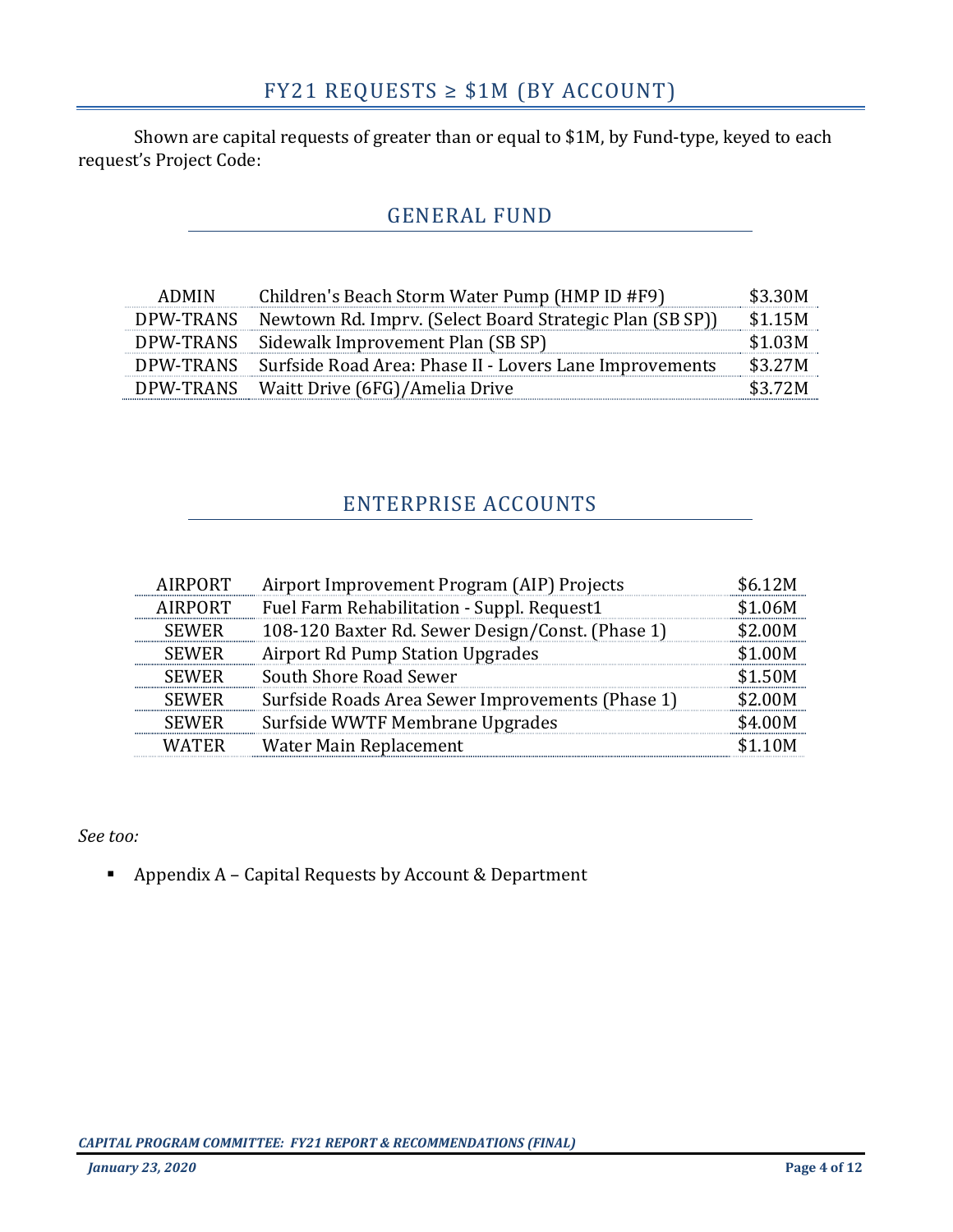# FY21 REQUESTS ≥ $1M (BY ACCOUNT)

Shown are capital requests of greater than or equal to $1M, by Fund-type, keyed to each request's Project Code:

## GENERAL FUND

| | | |
|---|---|---|
| ADMIN | Children's Beach Storm Water Pump (HMP ID #F9) | $3.30M |
| DPW-TRANS | Newtown Rd. Imprv. (Select Board Strategic Plan (SB SP)) | $1.15M |
| DPW-TRANS | Sidewalk Improvement Plan (SB SP) | $1.03M |
| DPW-TRANS | Surfside Road Area: Phase II - Lovers Lane Improvements | $3.27M |
| DPW-TRANS | Waitt Drive (6FG)/Amelia Drive | $3.72M |

## ENTERPRISE ACCOUNTS

| | | |
|---|---|---|
| AIRPORT | Airport Improvement Program (AIP) Projects | $6.12M |
| AIRPORT | Fuel Farm Rehabilitation - Suppl. Request1 | $1.06M |
| SEWER | 108-120 Baxter Rd. Sewer Design/Const. (Phase 1) | $2.00M |
| SEWER | Airport Rd Pump Station Upgrades | $1.00M |
| SEWER | South Shore Road Sewer | $1.50M |
| SEWER | Surfside Roads Area Sewer Improvements (Phase 1) | $2.00M |
| SEWER | Surfside WWTF Membrane Upgrades | $4.00M |
| WATER | Water Main Replacement | $1.10M |

*See too:*

- Appendix A – Capital Requests by Account & Department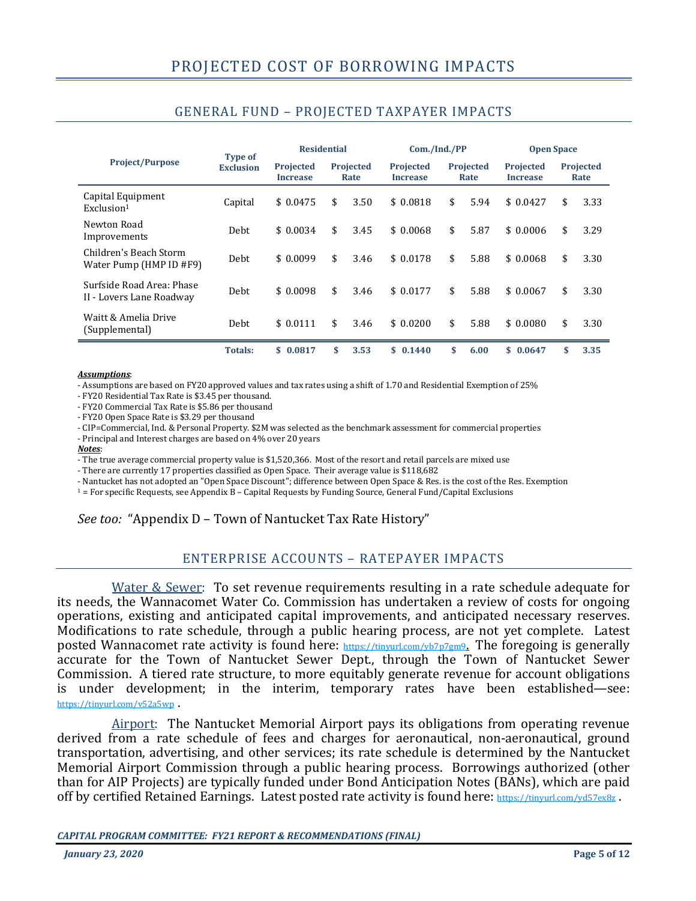# PROJECTED COST OF BORROWING IMPACTS

## GENERAL FUND – PROJECTED TAXPAYER IMPACTS

| Project/Purpose | Type of Exclusion | Residential | | Com./Ind./PP | | Open Space | |
|---|---|---|---|---|---|---|---|
| | | Projected Increase | Projected Rate | Projected Increase | Projected Rate | Projected Increase | Projected Rate |
| Capital Equipment Exclusion[1] | Capital | $ 0.0475 | $ 3.50 | $ 0.0818 | $ 5.94 | $ 0.0427 | $ 3.33 |
| Newton Road Improvements | Debt | $ 0.0034 | $ 3.45 | $ 0.0068 | $ 5.87 | $ 0.0006 | $ 3.29 |
| Children's Beach Storm Water Pump (HMP ID #F9) | Debt | $ 0.0099 | $ 3.46 | $ 0.0178 | $ 5.88 | $ 0.0068 | $ 3.30 |
| Surfside Road Area: Phase II - Lovers Lane Roadway | Debt | $ 0.0098 | $ 3.46 | $ 0.0177 | $ 5.88 | $ 0.0067 | $ 3.30 |
| Waitt & Amelia Drive (Supplemental) | Debt | $ 0.0111 | $ 3.46 | $ 0.0200 | $ 5.88 | $ 0.0080 | $ 3.30 |
| | **Totals:** | **$ 0.0817** | **$ 3.53** | **$ 0.1440** | **$ 6.00** | **$ 0.0647** | **$ 3.35** |

***Assumptions***:
- Assumptions are based on FY20 approved values and tax rates using a shift of 1.70 and Residential Exemption of 25%
- FY20 Residential Tax Rate is $3.45 per thousand.
- FY20 Commercial Tax Rate is $5.86 per thousand
- FY20 Open Space Rate is $3.29 per thousand
- CIP=Commercial, Ind. & Personal Property. $2M was selected as the benchmark assessment for commercial properties
- Principal and Interest charges are based on 4% over 20 years

***Notes***:
- The true average commercial property value is $1,520,366. Most of the resort and retail parcels are mixed use
- There are currently 17 properties classified as Open Space. Their average value is $118,682
- Nantucket has not adopted an "Open Space Discount"; difference between Open Space & Res. is the cost of the Res. Exemption

[1] = For specific Requests, see Appendix B – Capital Requests by Funding Source, General Fund/Capital Exclusions

*See too:* "Appendix D – Town of Nantucket Tax Rate History"

## ENTERPRISE ACCOUNTS – RATEPAYER IMPACTS

Water & Sewer: To set revenue requirements resulting in a rate schedule adequate for its needs, the Wannacomet Water Co. Commission has undertaken a review of costs for ongoing operations, existing and anticipated capital improvements, and anticipated necessary reserves. Modifications to rate schedule, through a public hearing process, are not yet complete. Latest posted Wannacomet rate activity is found here: https://tinyurl.com/yb7p7gm9. The foregoing is generally accurate for the Town of Nantucket Sewer Dept., through the Town of Nantucket Sewer Commission. A tiered rate structure, to more equitably generate revenue for account obligations is under development; in the interim, temporary rates have been established—see: https://tinyurl.com/v52a5wp .

Airport: The Nantucket Memorial Airport pays its obligations from operating revenue derived from a rate schedule of fees and charges for aeronautical, non-aeronautical, ground transportation, advertising, and other services; its rate schedule is determined by the Nantucket Memorial Airport Commission through a public hearing process. Borrowings authorized (other than for AIP Projects) are typically funded under Bond Anticipation Notes (BANs), which are paid off by certified Retained Earnings. Latest posted rate activity is found here: https://tinyurl.com/yd57ex8z .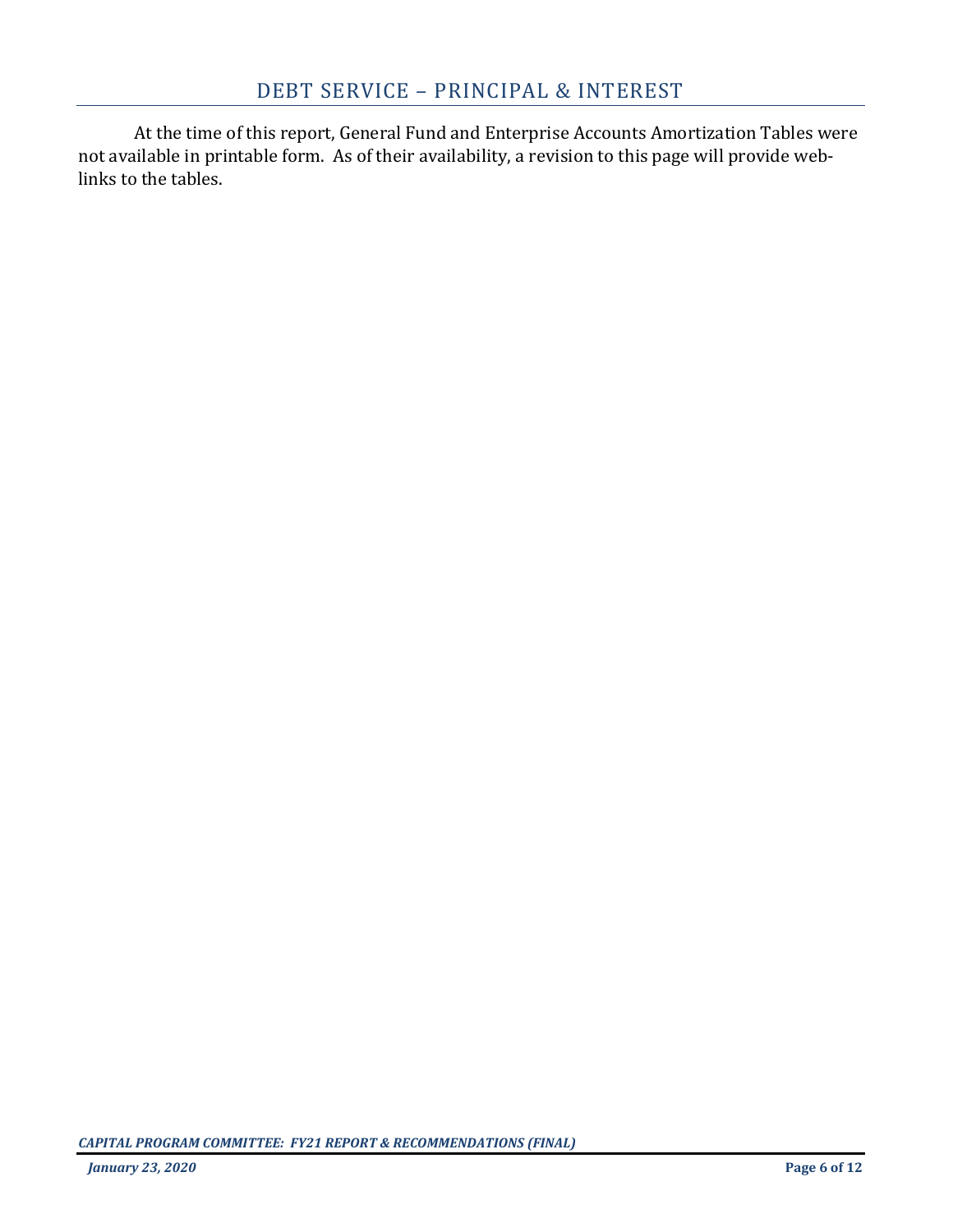## DEBT SERVICE – PRINCIPAL & INTEREST

At the time of this report, General Fund and Enterprise Accounts Amortization Tables were not available in printable form. As of their availability, a revision to this page will provide web-links to the tables.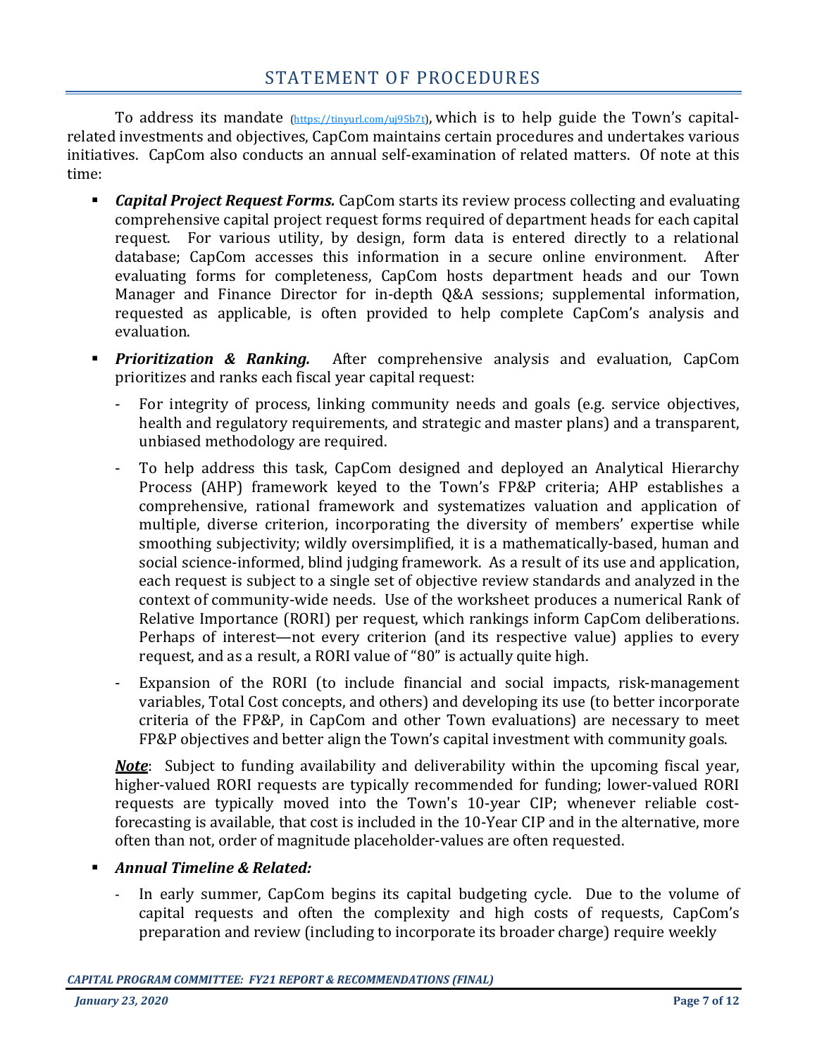## STATEMENT OF PROCEDURES

To address its mandate (https://tinyurl.com/uj95b7t), which is to help guide the Town's capital-related investments and objectives, CapCom maintains certain procedures and undertakes various initiatives. CapCom also conducts an annual self-examination of related matters. Of note at this time:

- ***Capital Project Request Forms.*** CapCom starts its review process collecting and evaluating comprehensive capital project request forms required of department heads for each capital request. For various utility, by design, form data is entered directly to a relational database; CapCom accesses this information in a secure online environment. After evaluating forms for completeness, CapCom hosts department heads and our Town Manager and Finance Director for in-depth Q&A sessions; supplemental information, requested as applicable, is often provided to help complete CapCom's analysis and evaluation.

- ***Prioritization & Ranking.*** After comprehensive analysis and evaluation, CapCom prioritizes and ranks each fiscal year capital request:
  - For integrity of process, linking community needs and goals (e.g. service objectives, health and regulatory requirements, and strategic and master plans) and a transparent, unbiased methodology are required.
  - To help address this task, CapCom designed and deployed an Analytical Hierarchy Process (AHP) framework keyed to the Town's FP&P criteria; AHP establishes a comprehensive, rational framework and systematizes valuation and application of multiple, diverse criterion, incorporating the diversity of members' expertise while smoothing subjectivity; wildly oversimplified, it is a mathematically-based, human and social science-informed, blind judging framework. As a result of its use and application, each request is subject to a single set of objective review standards and analyzed in the context of community-wide needs. Use of the worksheet produces a numerical Rank of Relative Importance (RORI) per request, which rankings inform CapCom deliberations. Perhaps of interest—not every criterion (and its respective value) applies to every request, and as a result, a RORI value of "80" is actually quite high.
  - Expansion of the RORI (to include financial and social impacts, risk-management variables, Total Cost concepts, and others) and developing its use (to better incorporate criteria of the FP&P, in CapCom and other Town evaluations) are necessary to meet FP&P objectives and better align the Town's capital investment with community goals.

  ***Note***: Subject to funding availability and deliverability within the upcoming fiscal year, higher-valued RORI requests are typically recommended for funding; lower-valued RORI requests are typically moved into the Town's 10-year CIP; whenever reliable cost-forecasting is available, that cost is included in the 10-Year CIP and in the alternative, more often than not, order of magnitude placeholder-values are often requested.

- ***Annual Timeline & Related:***
  - In early summer, CapCom begins its capital budgeting cycle. Due to the volume of capital requests and often the complexity and high costs of requests, CapCom's preparation and review (including to incorporate its broader charge) require weekly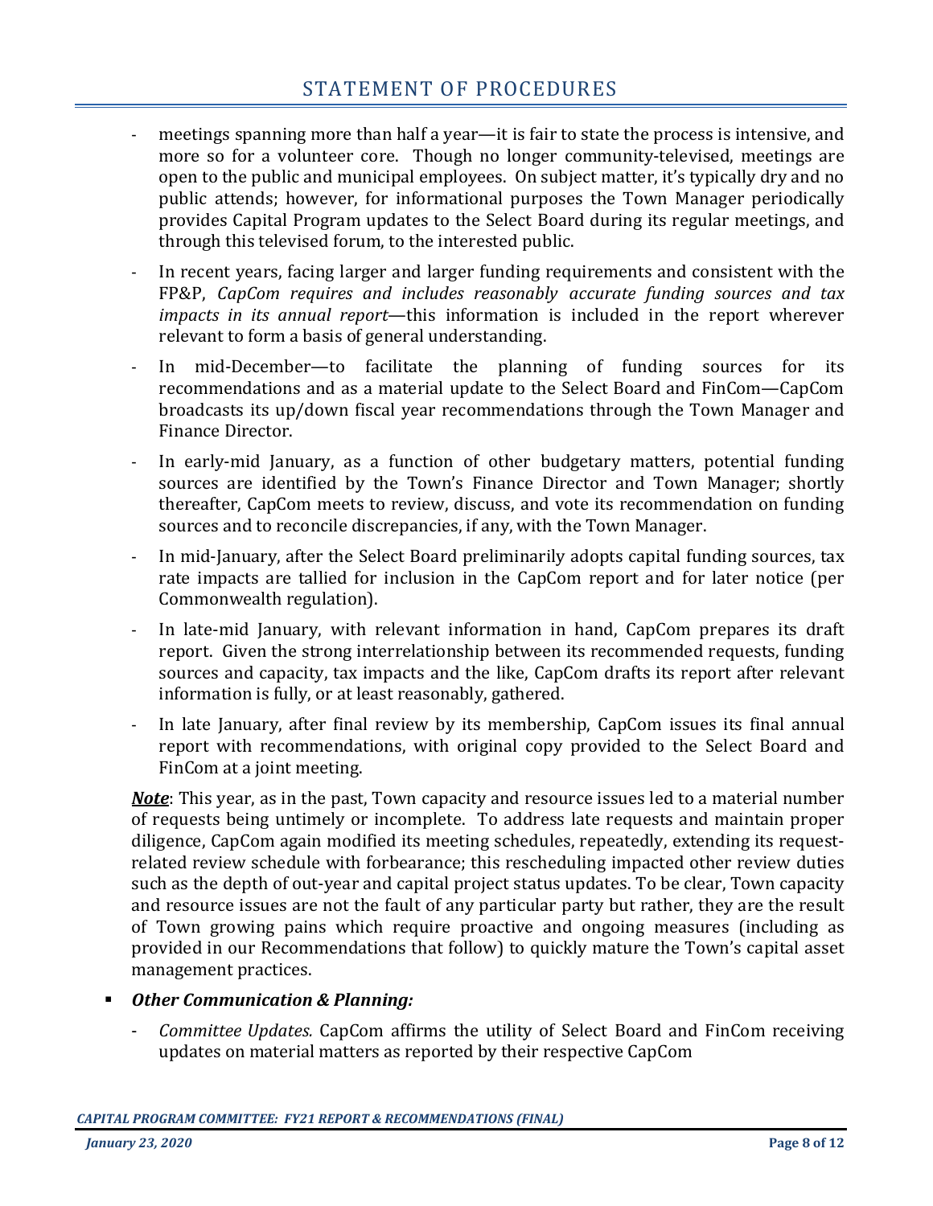- meetings spanning more than half a year—it is fair to state the process is intensive, and more so for a volunteer core. Though no longer community-televised, meetings are open to the public and municipal employees. On subject matter, it's typically dry and no public attends; however, for informational purposes the Town Manager periodically provides Capital Program updates to the Select Board during its regular meetings, and through this televised forum, to the interested public.

- In recent years, facing larger and larger funding requirements and consistent with the FP&P, *CapCom requires and includes reasonably accurate funding sources and tax impacts in its annual report*—this information is included in the report wherever relevant to form a basis of general understanding.

- In mid-December—to facilitate the planning of funding sources for its recommendations and as a material update to the Select Board and FinCom—CapCom broadcasts its up/down fiscal year recommendations through the Town Manager and Finance Director.

- In early-mid January, as a function of other budgetary matters, potential funding sources are identified by the Town's Finance Director and Town Manager; shortly thereafter, CapCom meets to review, discuss, and vote its recommendation on funding sources and to reconcile discrepancies, if any, with the Town Manager.

- In mid-January, after the Select Board preliminarily adopts capital funding sources, tax rate impacts are tallied for inclusion in the CapCom report and for later notice (per Commonwealth regulation).

- In late-mid January, with relevant information in hand, CapCom prepares its draft report. Given the strong interrelationship between its recommended requests, funding sources and capacity, tax impacts and the like, CapCom drafts its report after relevant information is fully, or at least reasonably, gathered.

- In late January, after final review by its membership, CapCom issues its final annual report with recommendations, with original copy provided to the Select Board and FinCom at a joint meeting.

***Note***: This year, as in the past, Town capacity and resource issues led to a material number of requests being untimely or incomplete. To address late requests and maintain proper diligence, CapCom again modified its meeting schedules, repeatedly, extending its request-related review schedule with forbearance; this rescheduling impacted other review duties such as the depth of out-year and capital project status updates. To be clear, Town capacity and resource issues are not the fault of any particular party but rather, they are the result of Town growing pains which require proactive and ongoing measures (including as provided in our Recommendations that follow) to quickly mature the Town's capital asset management practices.

- ***Other Communication & Planning:***
  - *Committee Updates.* CapCom affirms the utility of Select Board and FinCom receiving updates on material matters as reported by their respective CapCom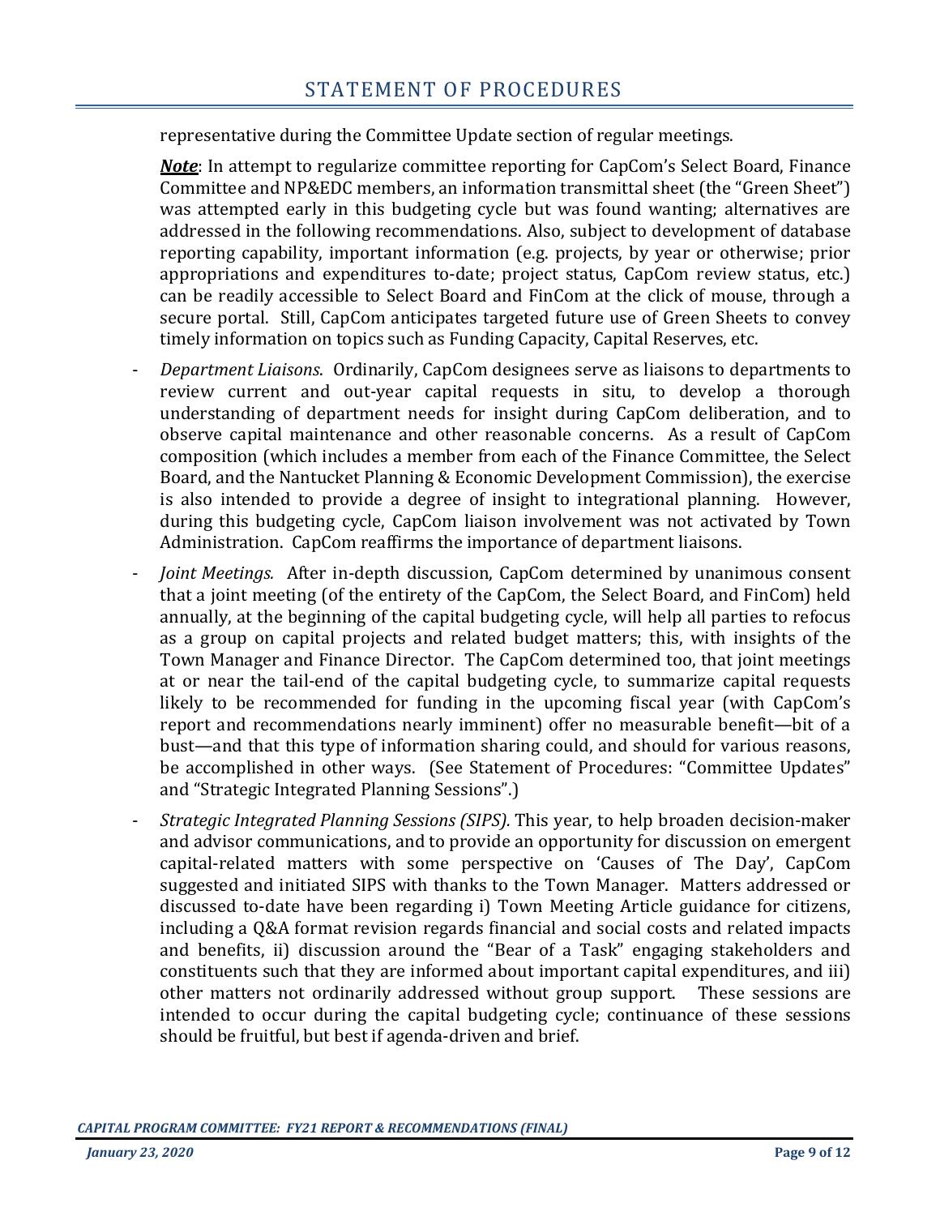representative during the Committee Update section of regular meetings.

***Note***: In attempt to regularize committee reporting for CapCom's Select Board, Finance Committee and NP&EDC members, an information transmittal sheet (the "Green Sheet") was attempted early in this budgeting cycle but was found wanting; alternatives are addressed in the following recommendations. Also, subject to development of database reporting capability, important information (e.g. projects, by year or otherwise; prior appropriations and expenditures to-date; project status, CapCom review status, etc.) can be readily accessible to Select Board and FinCom at the click of mouse, through a secure portal. Still, CapCom anticipates targeted future use of Green Sheets to convey timely information on topics such as Funding Capacity, Capital Reserves, etc.

- *Department Liaisons*. Ordinarily, CapCom designees serve as liaisons to departments to review current and out-year capital requests in situ, to develop a thorough understanding of department needs for insight during CapCom deliberation, and to observe capital maintenance and other reasonable concerns. As a result of CapCom composition (which includes a member from each of the Finance Committee, the Select Board, and the Nantucket Planning & Economic Development Commission), the exercise is also intended to provide a degree of insight to integrational planning. However, during this budgeting cycle, CapCom liaison involvement was not activated by Town Administration. CapCom reaffirms the importance of department liaisons.
- *Joint Meetings.* After in-depth discussion, CapCom determined by unanimous consent that a joint meeting (of the entirety of the CapCom, the Select Board, and FinCom) held annually, at the beginning of the capital budgeting cycle, will help all parties to refocus as a group on capital projects and related budget matters; this, with insights of the Town Manager and Finance Director. The CapCom determined too, that joint meetings at or near the tail-end of the capital budgeting cycle, to summarize capital requests likely to be recommended for funding in the upcoming fiscal year (with CapCom's report and recommendations nearly imminent) offer no measurable benefit—bit of a bust—and that this type of information sharing could, and should for various reasons, be accomplished in other ways. (See Statement of Procedures: "Committee Updates" and "Strategic Integrated Planning Sessions".)
- *Strategic Integrated Planning Sessions (SIPS).* This year, to help broaden decision-maker and advisor communications, and to provide an opportunity for discussion on emergent capital-related matters with some perspective on 'Causes of The Day', CapCom suggested and initiated SIPS with thanks to the Town Manager. Matters addressed or discussed to-date have been regarding i) Town Meeting Article guidance for citizens, including a Q&A format revision regards financial and social costs and related impacts and benefits, ii) discussion around the "Bear of a Task" engaging stakeholders and constituents such that they are informed about important capital expenditures, and iii) other matters not ordinarily addressed without group support. These sessions are intended to occur during the capital budgeting cycle; continuance of these sessions should be fruitful, but best if agenda-driven and brief.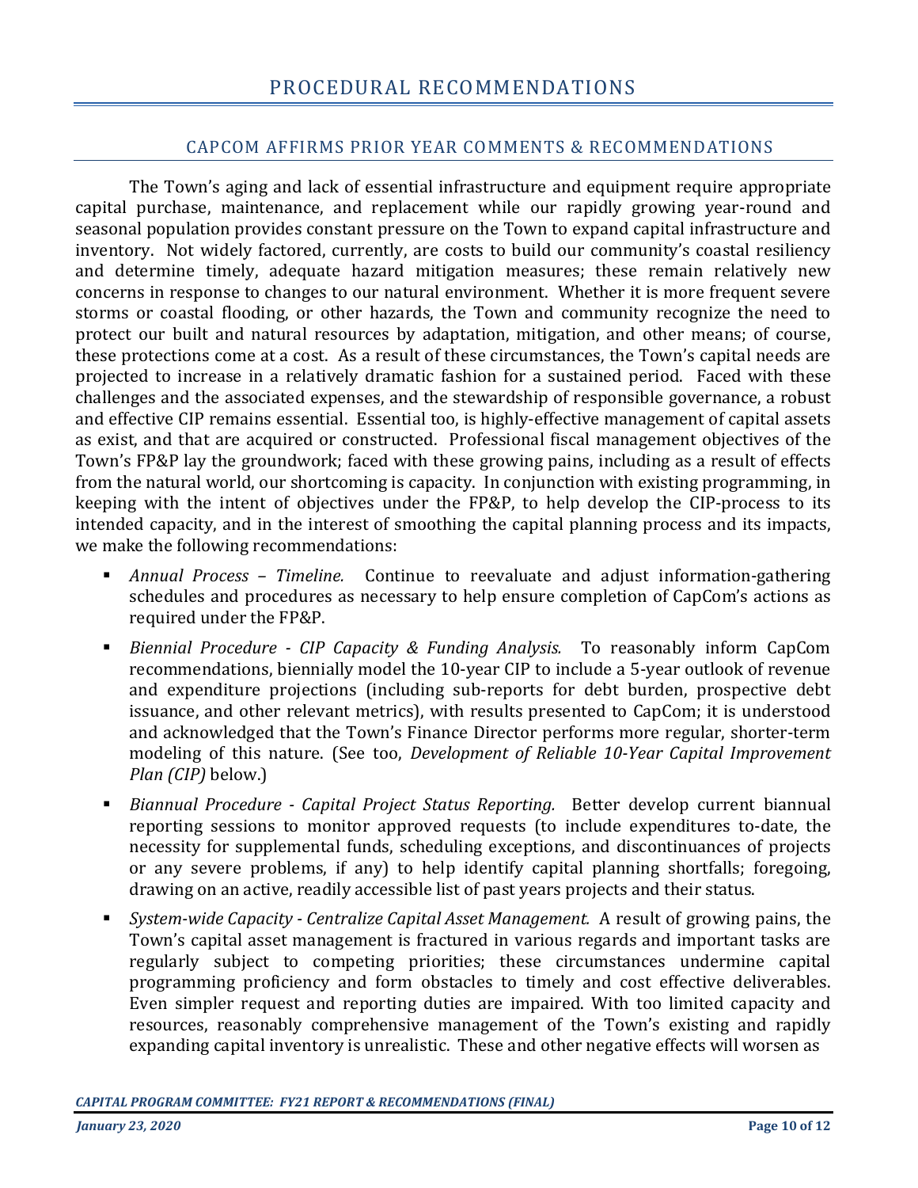# PROCEDURAL RECOMMENDATIONS

## CAPCOM AFFIRMS PRIOR YEAR COMMENTS & RECOMMENDATIONS

The Town's aging and lack of essential infrastructure and equipment require appropriate capital purchase, maintenance, and replacement while our rapidly growing year-round and seasonal population provides constant pressure on the Town to expand capital infrastructure and inventory. Not widely factored, currently, are costs to build our community's coastal resiliency and determine timely, adequate hazard mitigation measures; these remain relatively new concerns in response to changes to our natural environment. Whether it is more frequent severe storms or coastal flooding, or other hazards, the Town and community recognize the need to protect our built and natural resources by adaptation, mitigation, and other means; of course, these protections come at a cost. As a result of these circumstances, the Town's capital needs are projected to increase in a relatively dramatic fashion for a sustained period. Faced with these challenges and the associated expenses, and the stewardship of responsible governance, a robust and effective CIP remains essential. Essential too, is highly-effective management of capital assets as exist, and that are acquired or constructed. Professional fiscal management objectives of the Town's FP&P lay the groundwork; faced with these growing pains, including as a result of effects from the natural world, our shortcoming is capacity. In conjunction with existing programming, in keeping with the intent of objectives under the FP&P, to help develop the CIP-process to its intended capacity, and in the interest of smoothing the capital planning process and its impacts, we make the following recommendations:

- *Annual Process – Timeline.* Continue to reevaluate and adjust information-gathering schedules and procedures as necessary to help ensure completion of CapCom's actions as required under the FP&P.
- *Biennial Procedure - CIP Capacity & Funding Analysis.* To reasonably inform CapCom recommendations, biennially model the 10-year CIP to include a 5-year outlook of revenue and expenditure projections (including sub-reports for debt burden, prospective debt issuance, and other relevant metrics), with results presented to CapCom; it is understood and acknowledged that the Town's Finance Director performs more regular, shorter-term modeling of this nature. (See too, *Development of Reliable 10-Year Capital Improvement Plan (CIP)* below.)
- *Biannual Procedure - Capital Project Status Reporting.* Better develop current biannual reporting sessions to monitor approved requests (to include expenditures to-date, the necessity for supplemental funds, scheduling exceptions, and discontinuances of projects or any severe problems, if any) to help identify capital planning shortfalls; foregoing, drawing on an active, readily accessible list of past years projects and their status.
- *System-wide Capacity - Centralize Capital Asset Management.* A result of growing pains, the Town's capital asset management is fractured in various regards and important tasks are regularly subject to competing priorities; these circumstances undermine capital programming proficiency and form obstacles to timely and cost effective deliverables. Even simpler request and reporting duties are impaired. With too limited capacity and resources, reasonably comprehensive management of the Town's existing and rapidly expanding capital inventory is unrealistic. These and other negative effects will worsen as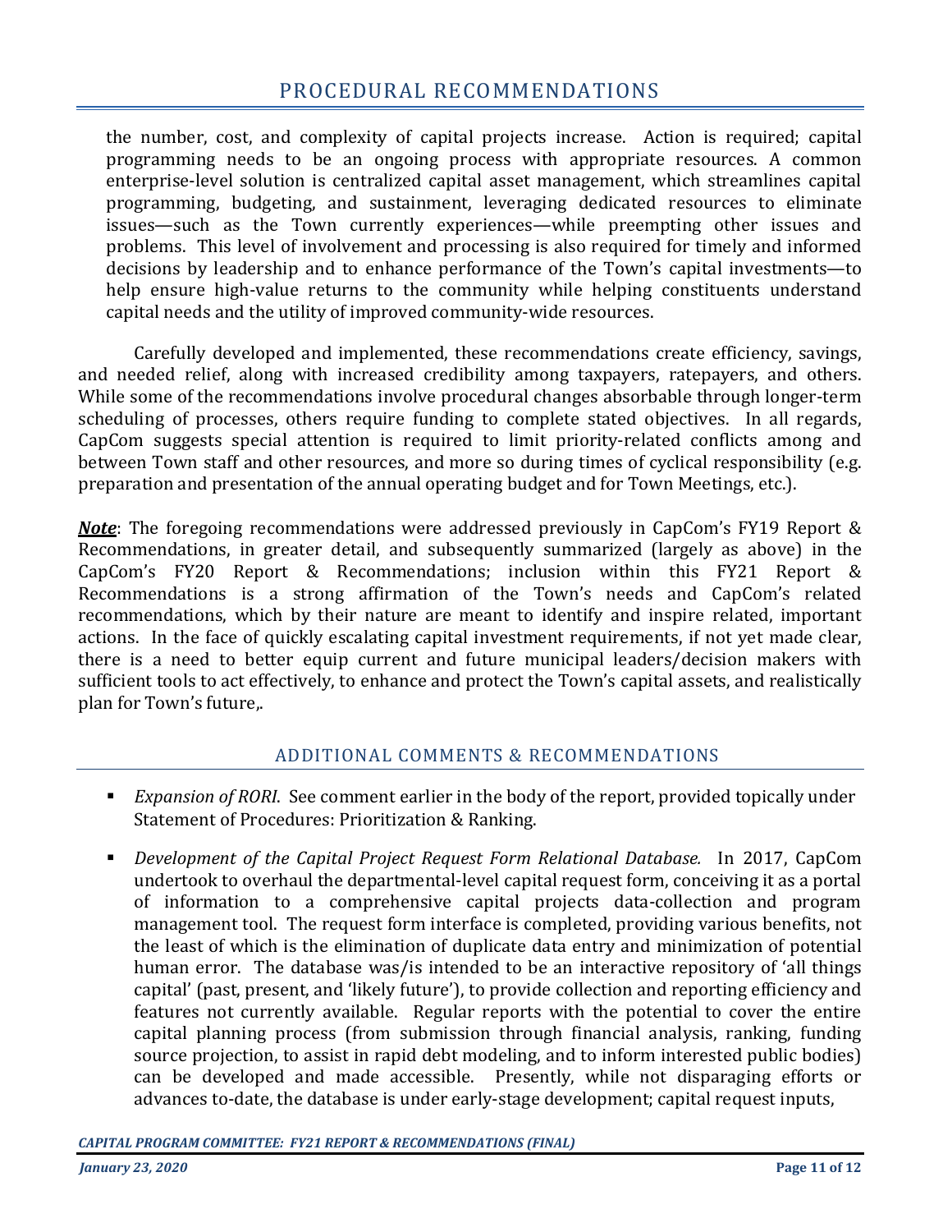## PROCEDURAL RECOMMENDATIONS

the number, cost, and complexity of capital projects increase. Action is required; capital programming needs to be an ongoing process with appropriate resources. A common enterprise-level solution is centralized capital asset management, which streamlines capital programming, budgeting, and sustainment, leveraging dedicated resources to eliminate issues—such as the Town currently experiences—while preempting other issues and problems. This level of involvement and processing is also required for timely and informed decisions by leadership and to enhance performance of the Town's capital investments—to help ensure high-value returns to the community while helping constituents understand capital needs and the utility of improved community-wide resources.

Carefully developed and implemented, these recommendations create efficiency, savings, and needed relief, along with increased credibility among taxpayers, ratepayers, and others. While some of the recommendations involve procedural changes absorbable through longer-term scheduling of processes, others require funding to complete stated objectives. In all regards, CapCom suggests special attention is required to limit priority-related conflicts among and between Town staff and other resources, and more so during times of cyclical responsibility (e.g. preparation and presentation of the annual operating budget and for Town Meetings, etc.).

***Note***: The foregoing recommendations were addressed previously in CapCom's FY19 Report & Recommendations, in greater detail, and subsequently summarized (largely as above) in the CapCom's FY20 Report & Recommendations; inclusion within this FY21 Report & Recommendations is a strong affirmation of the Town's needs and CapCom's related recommendations, which by their nature are meant to identify and inspire related, important actions. In the face of quickly escalating capital investment requirements, if not yet made clear, there is a need to better equip current and future municipal leaders/decision makers with sufficient tools to act effectively, to enhance and protect the Town's capital assets, and realistically plan for Town's future,.

### ADDITIONAL COMMENTS & RECOMMENDATIONS

- *Expansion of RORI*. See comment earlier in the body of the report, provided topically under Statement of Procedures: Prioritization & Ranking.
- *Development of the Capital Project Request Form Relational Database.* In 2017, CapCom undertook to overhaul the departmental-level capital request form, conceiving it as a portal of information to a comprehensive capital projects data-collection and program management tool. The request form interface is completed, providing various benefits, not the least of which is the elimination of duplicate data entry and minimization of potential human error. The database was/is intended to be an interactive repository of 'all things capital' (past, present, and 'likely future'), to provide collection and reporting efficiency and features not currently available. Regular reports with the potential to cover the entire capital planning process (from submission through financial analysis, ranking, funding source projection, to assist in rapid debt modeling, and to inform interested public bodies) can be developed and made accessible. Presently, while not disparaging efforts or advances to-date, the database is under early-stage development; capital request inputs,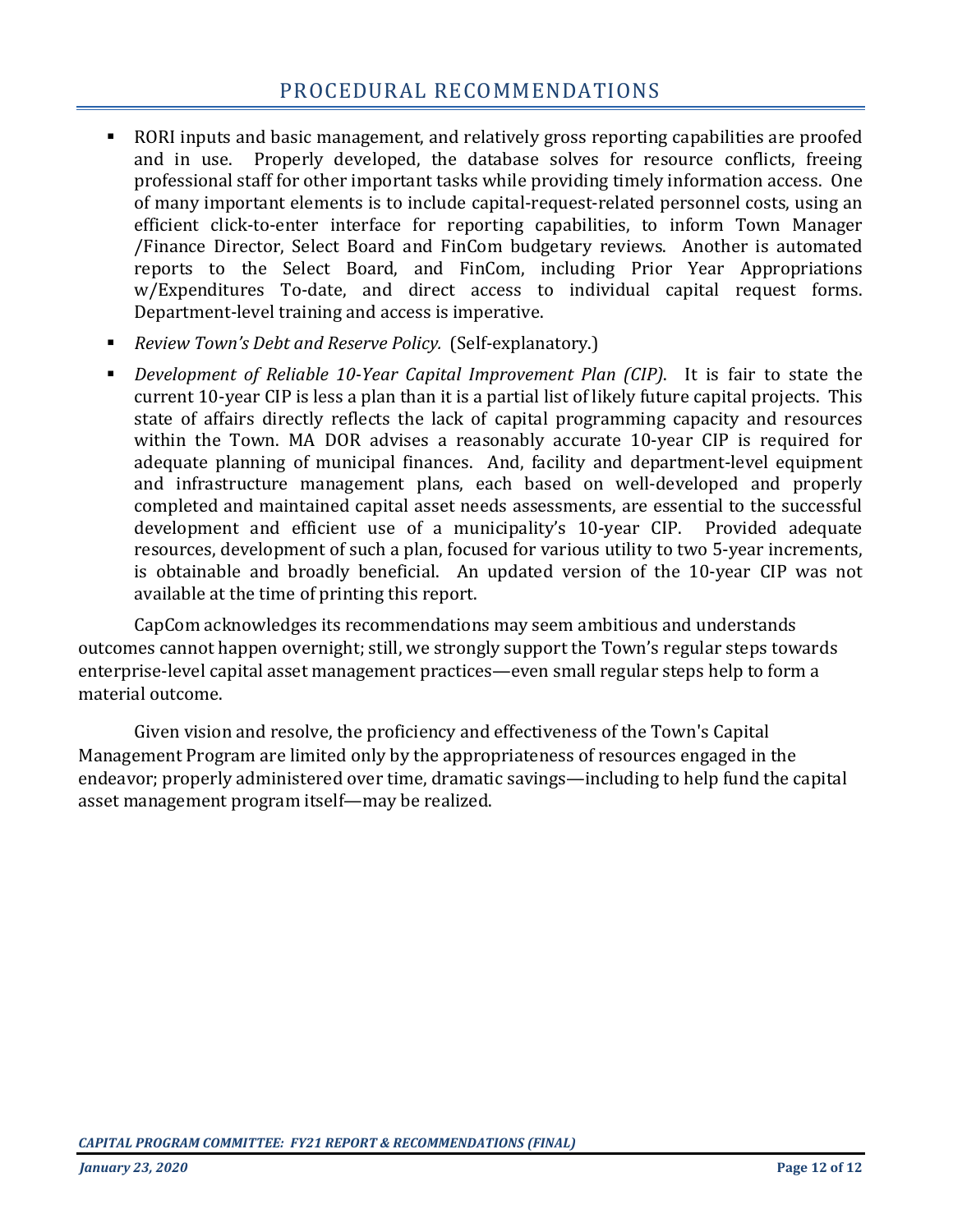## PROCEDURAL RECOMMENDATIONS

- RORI inputs and basic management, and relatively gross reporting capabilities are proofed and in use. Properly developed, the database solves for resource conflicts, freeing professional staff for other important tasks while providing timely information access. One of many important elements is to include capital-request-related personnel costs, using an efficient click-to-enter interface for reporting capabilities, to inform Town Manager /Finance Director, Select Board and FinCom budgetary reviews. Another is automated reports to the Select Board, and FinCom, including Prior Year Appropriations w/Expenditures To-date, and direct access to individual capital request forms. Department-level training and access is imperative.
- *Review Town's Debt and Reserve Policy.* (Self-explanatory.)
- *Development of Reliable 10-Year Capital Improvement Plan (CIP).* It is fair to state the current 10-year CIP is less a plan than it is a partial list of likely future capital projects. This state of affairs directly reflects the lack of capital programming capacity and resources within the Town. MA DOR advises a reasonably accurate 10-year CIP is required for adequate planning of municipal finances. And, facility and department-level equipment and infrastructure management plans, each based on well-developed and properly completed and maintained capital asset needs assessments, are essential to the successful development and efficient use of a municipality's 10-year CIP. Provided adequate resources, development of such a plan, focused for various utility to two 5-year increments, is obtainable and broadly beneficial. An updated version of the 10-year CIP was not available at the time of printing this report.

CapCom acknowledges its recommendations may seem ambitious and understands outcomes cannot happen overnight; still, we strongly support the Town's regular steps towards enterprise-level capital asset management practices—even small regular steps help to form a material outcome.

Given vision and resolve, the proficiency and effectiveness of the Town's Capital Management Program are limited only by the appropriateness of resources engaged in the endeavor; properly administered over time, dramatic savings—including to help fund the capital asset management program itself—may be realized.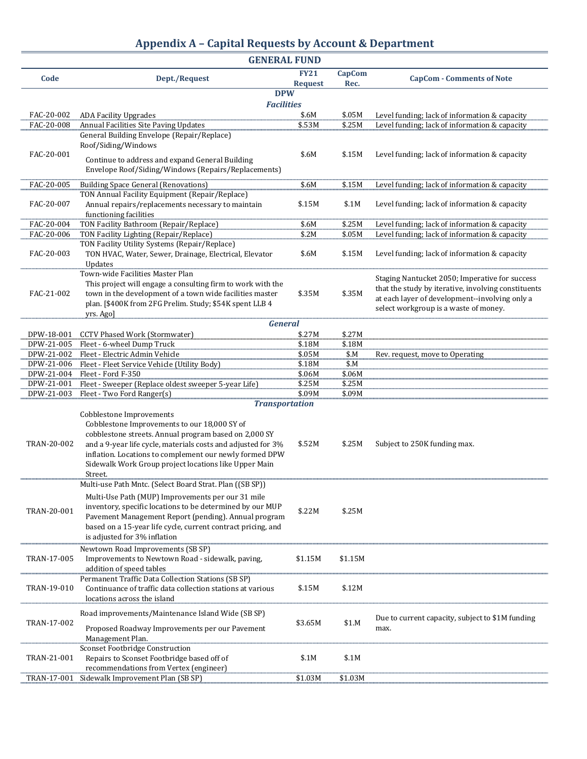# Appendix A – Capital Requests by Account & Department

## GENERAL FUND

| Code | Dept./Request | FY21 Request | CapCom Rec. | CapCom - Comments of Note |
|---|---|---|---|---|
| | **DPW** | | | |
| | ***Facilities*** | | | |
| FAC-20-002 | ADA Facility Upgrades | $.6M | $.05M | Level funding; lack of information & capacity |
| FAC-20-008 | Annual Facilities Site Paving Updates | $.53M | $.25M | Level funding; lack of information & capacity |
| FAC-20-001 | General Building Envelope (Repair/Replace) Roof/Siding/Windows<br>Continue to address and expand General Building Envelope Roof/Siding/Windows (Repairs/Replacements) | $.6M | $.15M | Level funding; lack of information & capacity |
| FAC-20-005 | Building Space General (Renovations) | $.6M | $.15M | Level funding; lack of information & capacity |
| FAC-20-007 | TON Annual Facility Equipment (Repair/Replace)<br>Annual repairs/replacements necessary to maintain functioning facilities | $.15M | $.1M | Level funding; lack of information & capacity |
| FAC-20-004 | TON Facility Bathroom (Repair/Replace) | $.6M | $.25M | Level funding; lack of information & capacity |
| FAC-20-006 | TON Facility Lighting (Repair/Replace) | $.2M | $.05M | Level funding; lack of information & capacity |
| FAC-20-003 | TON Facility Utility Systems (Repair/Replace)<br>TON HVAC, Water, Sewer, Drainage, Electrical, Elevator Updates | $.6M | $.15M | Level funding; lack of information & capacity |
| FAC-21-002 | Town-wide Facilities Master Plan<br>This project will engage a consulting firm to work with the town in the development of a town wide facilities master plan. [$400K from 2FG Prelim. Study; $54K spent LLB 4 yrs. Ago] | $.35M | $.35M | Staging Nantucket 2050; Imperative for success that the study by iterative, involving constituents at each layer of development--involving only a select workgroup is a waste of money. |
| | ***General*** | | | |
| DPW-18-001 | CCTV Phased Work (Stormwater) | $.27M | $.27M | |
| DPW-21-005 | Fleet - 6-wheel Dump Truck | $.18M | $.18M | |
| DPW-21-002 | Fleet - Electric Admin Vehicle | $.05M | $.M | Rev. request, move to Operating |
| DPW-21-006 | Fleet - Fleet Service Vehicle (Utility Body) | $.18M | $.M | |
| DPW-21-004 | Fleet - Ford F-350 | $.06M | $.06M | |
| DPW-21-001 | Fleet - Sweeper (Replace oldest sweeper 5-year Life) | $.25M | $.25M | |
| DPW-21-003 | Fleet - Two Ford Ranger(s) | $.09M | $.09M | |
| | ***Transportation*** | | | |
| TRAN-20-002 | Cobblestone Improvements<br>Cobblestone Improvements to our 18,000 SY of cobblestone streets. Annual program based on 2,000 SY and a 9-year life cycle, materials costs and adjusted for 3% inflation. Locations to complement our newly formed DPW Sidewalk Work Group project locations like Upper Main Street. | $.52M | $.25M | Subject to 250K funding max. |
| TRAN-20-001 | Multi-use Path Mntc. (Select Board Strat. Plan ((SB SP))<br>Multi-Use Path (MUP) Improvements per our 31 mile inventory, specific locations to be determined by our MUP Pavement Management Report (pending). Annual program based on a 15-year life cycle, current contract pricing, and is adjusted for 3% inflation | $.22M | $.25M | |
| TRAN-17-005 | Newtown Road Improvements (SB SP)<br>Improvements to Newtown Road - sidewalk, paving, addition of speed tables | $1.15M | $1.15M | |
| TRAN-19-010 | Permanent Traffic Data Collection Stations (SB SP)<br>Continuance of traffic data collection stations at various locations across the island | $.15M | $.12M | |
| TRAN-17-002 | Road improvements/Maintenance Island Wide (SB SP)<br>Proposed Roadway Improvements per our Pavement Management Plan. | $3.65M | $1.M | Due to current capacity, subject to $1M funding max. |
| TRAN-21-001 | Sconset Footbridge Construction<br>Repairs to Sconset Footbridge based off of recommendations from Vertex (engineer) | $.1M | $.1M | |
| TRAN-17-001 | Sidewalk Improvement Plan (SB SP) | $1.03M | $1.03M | |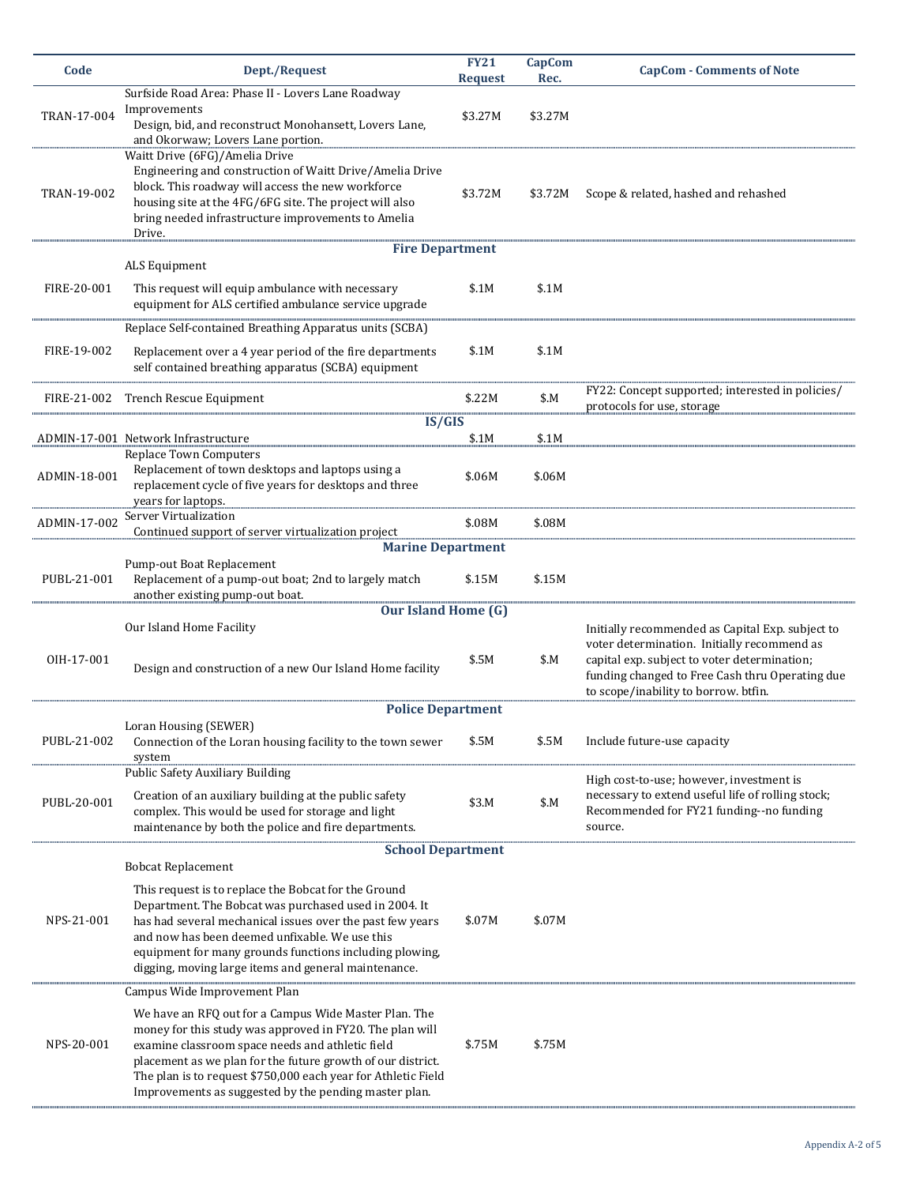| Code | Dept./Request | FY21 Request | CapCom Rec. | CapCom - Comments of Note |
|---|---|---|---|---|
| TRAN-17-004 | Surfside Road Area: Phase II - Lovers Lane Roadway Improvements<br>Design, bid, and reconstruct Monohansett, Lovers Lane, and Okorwaw; Lovers Lane portion. | $3.27M | $3.27M | |
| TRAN-19-002 | Waitt Drive (6FG)/Amelia Drive<br>Engineering and construction of Waitt Drive/Amelia Drive block. This roadway will access the new workforce housing site at the 4FG/6FG site. The project will also bring needed infrastructure improvements to Amelia Drive. | $3.72M | $3.72M | Scope & related, hashed and rehashed |
| | **Fire Department** | | | |
| FIRE-20-001 | ALS Equipment<br>This request will equip ambulance with necessary equipment for ALS certified ambulance service upgrade | $.1M | $.1M | |
| FIRE-19-002 | Replace Self-contained Breathing Apparatus units (SCBA)<br>Replacement over a 4 year period of the fire departments self contained breathing apparatus (SCBA) equipment | $.1M | $.1M | |
| FIRE-21-002 | Trench Rescue Equipment | $.22M | $.M | FY22: Concept supported; interested in policies/ protocols for use, storage |
| | **IS/GIS** | | | |
| ADMIN-17-001 | Network Infrastructure | $.1M | $.1M | |
| ADMIN-18-001 | Replace Town Computers<br>Replacement of town desktops and laptops using a replacement cycle of five years for desktops and three years for laptops. | $.06M | $.06M | |
| ADMIN-17-002 | Server Virtualization<br>Continued support of server virtualization project | $.08M | $.08M | |
| | **Marine Department** | | | |
| PUBL-21-001 | Pump-out Boat Replacement<br>Replacement of a pump-out boat; 2nd to largely match another existing pump-out boat. | $.15M | $.15M | |
| | **Our Island Home (G)** | | | |
| OIH-17-001 | Our Island Home Facility<br>Design and construction of a new Our Island Home facility | $.5M | $.M | Initially recommended as Capital Exp. subject to voter determination. Initially recommend as capital exp. subject to voter determination; funding changed to Free Cash thru Operating due to scope/inability to borrow. btfin. |
| | **Police Department** | | | |
| PUBL-21-002 | Loran Housing (SEWER)<br>Connection of the Loran housing facility to the town sewer system | $.5M | $.5M | Include future-use capacity |
| PUBL-20-001 | Public Safety Auxiliary Building<br>Creation of an auxiliary building at the public safety complex. This would be used for storage and light maintenance by both the police and fire departments. | $3.M | $.M | High cost-to-use; however, investment is necessary to extend useful life of rolling stock; Recommended for FY21 funding--no funding source. |
| | **School Department** | | | |
| NPS-21-001 | Bobcat Replacement<br>This request is to replace the Bobcat for the Ground Department. The Bobcat was purchased used in 2004. It has had several mechanical issues over the past few years and now has been deemed unfixable. We use this equipment for many grounds functions including plowing, digging, moving large items and general maintenance. | $.07M | $.07M | |
| NPS-20-001 | Campus Wide Improvement Plan<br>We have an RFQ out for a Campus Wide Master Plan. The money for this study was approved in FY20. The plan will examine classroom space needs and athletic field placement as we plan for the future growth of our district. The plan is to request $750,000 each year for Athletic Field Improvements as suggested by the pending master plan. | $.75M | $.75M | |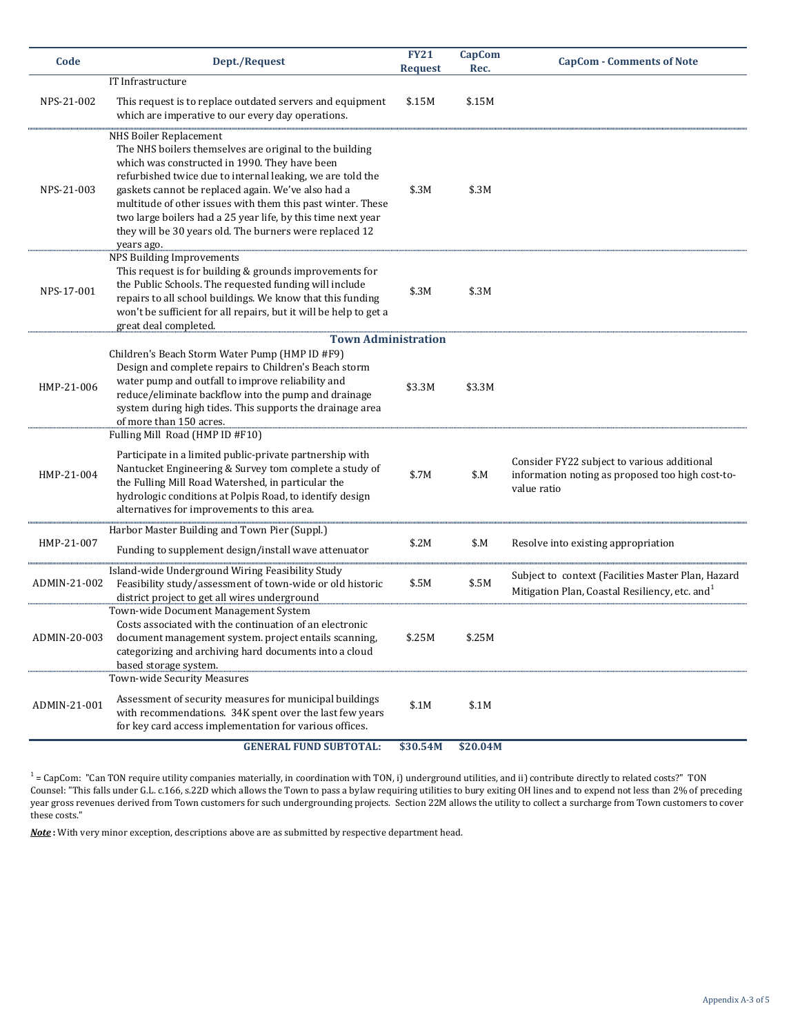| Code | Dept./Request | FY21 Request | CapCom Rec. | CapCom - Comments of Note |
|---|---|---|---|---|
| NPS-21-002 | IT Infrastructure<br>This request is to replace outdated servers and equipment which are imperative to our every day operations. | $.15M | $.15M | |
| NPS-21-003 | NHS Boiler Replacement<br>The NHS boilers themselves are original to the building which was constructed in 1990. They have been refurbished twice due to internal leaking, we are told the gaskets cannot be replaced again. We've also had a multitude of other issues with them this past winter. These two large boilers had a 25 year life, by this time next year they will be 30 years old. The burners were replaced 12 years ago. | $.3M | $.3M | |
| NPS-17-001 | NPS Building Improvements<br>This request is for building & grounds improvements for the Public Schools. The requested funding will include repairs to all school buildings. We know that this funding won't be sufficient for all repairs, but it will be help to get a great deal completed. | $.3M | $.3M | |
| | **Town Administration** | | | |
| HMP-21-006 | Children's Beach Storm Water Pump (HMP ID #F9)<br>Design and complete repairs to Children's Beach storm water pump and outfall to improve reliability and reduce/eliminate backflow into the pump and drainage system during high tides. This supports the drainage area of more than 150 acres. | $3.3M | $3.3M | |
| HMP-21-004 | Fulling Mill Road (HMP ID #F10)<br>Participate in a limited public-private partnership with Nantucket Engineering & Survey tom complete a study of the Fulling Mill Road Watershed, in particular the hydrologic conditions at Polpis Road, to identify design alternatives for improvements to this area. | $.7M | $.M | Consider FY22 subject to various additional information noting as proposed too high cost-to-value ratio |
| HMP-21-007 | Harbor Master Building and Town Pier (Suppl.)<br>Funding to supplement design/install wave attenuator | $.2M | $.M | Resolve into existing appropriation |
| ADMIN-21-002 | Island-wide Underground Wiring Feasibility Study<br>Feasibility study/assessment of town-wide or old historic district project to get all wires underground | $.5M | $.5M | Subject to context (Facilities Master Plan, Hazard Mitigation Plan, Coastal Resiliency, etc. and[1] |
| ADMIN-20-003 | Town-wide Document Management System<br>Costs associated with the continuation of an electronic document management system. project entails scanning, categorizing and archiving hard documents into a cloud based storage system. | $.25M | $.25M | |
| ADMIN-21-001 | Town-wide Security Measures<br>Assessment of security measures for municipal buildings with recommendations. 34K spent over the last few years for key card access implementation for various offices. | $.1M | $.1M | |
| | **GENERAL FUND SUBTOTAL:** | **$30.54M** | **$20.04M** | |

[1] = CapCom: "Can TON require utility companies materially, in coordination with TON, i) underground utilities, and ii) contribute directly to related costs?" TON Counsel: "This falls under G.L. c.166, s.22D which allows the Town to pass a bylaw requiring utilities to bury exiting OH lines and to expend not less than 2% of preceding year gross revenues derived from Town customers for such undergrounding projects. Section 22M allows the utility to collect a surcharge from Town customers to cover these costs."

***Note*:** With very minor exception, descriptions above are as submitted by respective department head.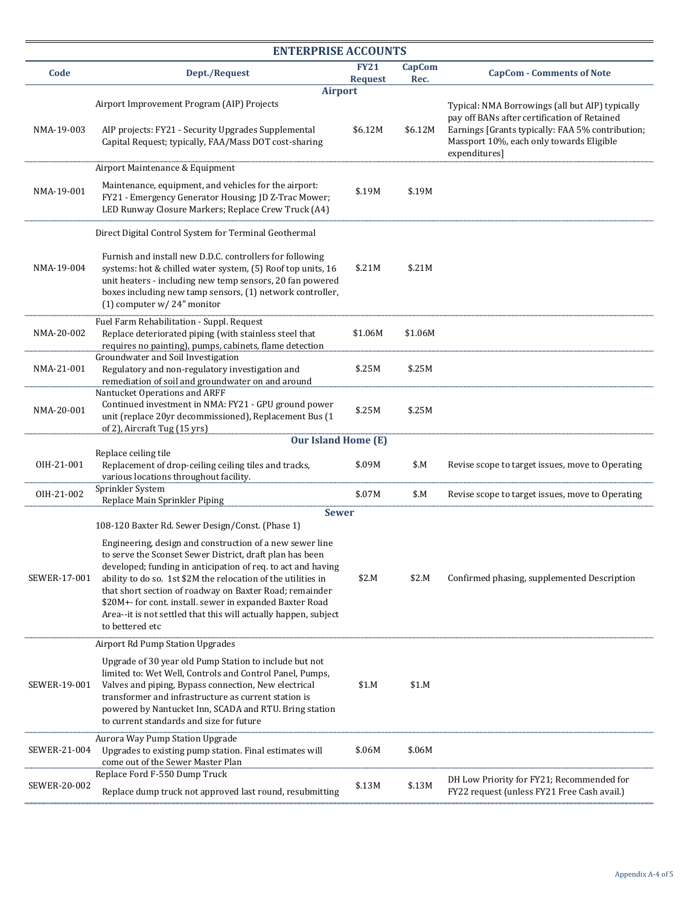## ENTERPRISE ACCOUNTS

| Code | Dept./Request | FY21 Request | CapCom Rec. | CapCom - Comments of Note |
|---|---|---|---|---|
| | **Airport** | | | |
| NMA-19-003 | Airport Improvement Program (AIP) Projects<br>AIP projects: FY21 - Security Upgrades Supplemental Capital Request; typically, FAA/Mass DOT cost-sharing | $6.12M | $6.12M | Typical: NMA Borrowings (all but AIP) typically pay off BANs after certification of Retained Earnings [Grants typically: FAA 5% contribution; Massport 10%, each only towards Eligible expenditures] |
| NMA-19-001 | Airport Maintenance & Equipment<br>Maintenance, equipment, and vehicles for the airport: FY21 - Emergency Generator Housing; JD Z-Trac Mower; LED Runway Closure Markers; Replace Crew Truck (A4) | $.19M | $.19M | |
| NMA-19-004 | Direct Digital Control System for Terminal Geothermal<br>Furnish and install new D.D.C. controllers for following systems: hot & chilled water system, (5) Roof top units, 16 unit heaters - including new temp sensors, 20 fan powered boxes including new tamp sensors, (1) network controller, (1) computer w/ 24" monitor | $.21M | $.21M | |
| NMA-20-002 | Fuel Farm Rehabilitation - Suppl. Request<br>Replace deteriorated piping (with stainless steel that requires no painting), pumps, cabinets, flame detection | $1.06M | $1.06M | |
| NMA-21-001 | Groundwater and Soil Investigation<br>Regulatory and non-regulatory investigation and remediation of soil and groundwater on and around | $.25M | $.25M | |
| NMA-20-001 | Nantucket Operations and ARFF<br>Continued investment in NMA: FY21 - GPU ground power unit (replace 20yr decommissioned), Replacement Bus (1 of 2), Aircraft Tug (15 yrs) | $.25M | $.25M | |
| | **Our Island Home (E)** | | | |
| OIH-21-001 | Replace ceiling tile<br>Replacement of drop-ceiling ceiling tiles and tracks, various locations throughout facility. | $.09M | $.M | Revise scope to target issues, move to Operating |
| OIH-21-002 | Sprinkler System<br>Replace Main Sprinkler Piping | $.07M | $.M | Revise scope to target issues, move to Operating |
| | **Sewer** | | | |
| SEWER-17-001 | 108-120 Baxter Rd. Sewer Design/Const. (Phase 1)<br>Engineering, design and construction of a new sewer line to serve the Sconset Sewer District, draft plan has been developed; funding in anticipation of req. to act and having ability to do so. 1st $2M the relocation of the utilities in that short section of roadway on Baxter Road; remainder $20M+- for cont. install. sewer in expanded Baxter Road Area--it is not settled that this will actually happen, subject to bettered etc | $2.M | $2.M | Confirmed phasing, supplemented Description |
| SEWER-19-001 | Airport Rd Pump Station Upgrades<br>Upgrade of 30 year old Pump Station to include but not limited to: Wet Well, Controls and Control Panel, Pumps, Valves and piping, Bypass connection, New electrical transformer and infrastructure as current station is powered by Nantucket Inn, SCADA and RTU. Bring station to current standards and size for future | $1.M | $1.M | |
| SEWER-21-004 | Aurora Way Pump Station Upgrade<br>Upgrades to existing pump station. Final estimates will come out of the Sewer Master Plan | $.06M | $.06M | |
| SEWER-20-002 | Replace Ford F-550 Dump Truck<br>Replace dump truck not approved last round, resubmitting | $.13M | $.13M | DH Low Priority for FY21; Recommended for FY22 request (unless FY21 Free Cash avail.) |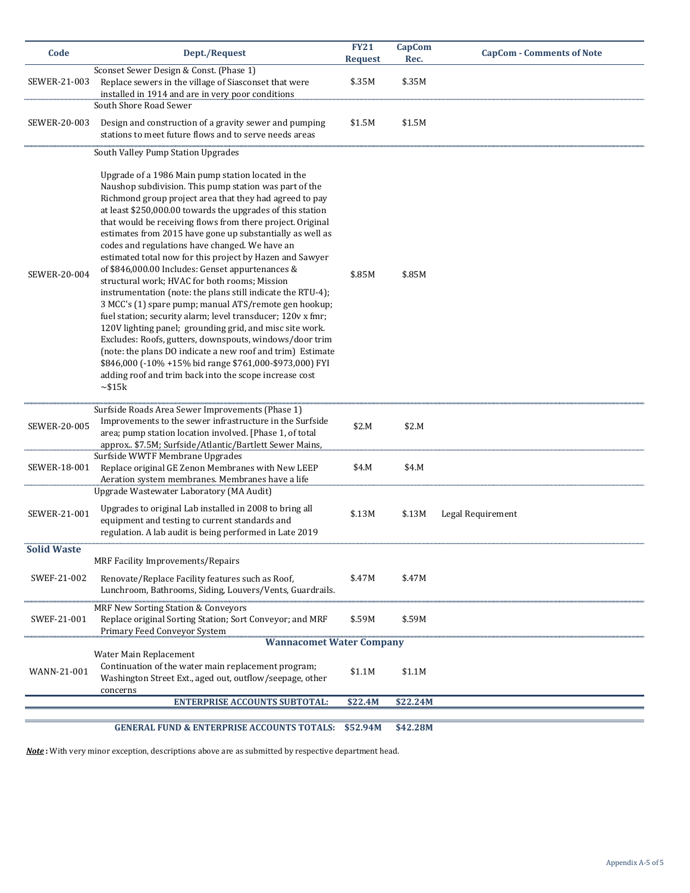| Code | Dept./Request | FY21 Request | CapCom Rec. | CapCom - Comments of Note |
|---|---|---|---|---|
| SEWER-21-003 | Sconset Sewer Design & Const. (Phase 1)<br>Replace sewers in the village of Siasconset that were installed in 1914 and are in very poor conditions | $.35M | $.35M | |
| SEWER-20-003 | South Shore Road Sewer<br>Design and construction of a gravity sewer and pumping stations to meet future flows and to serve needs areas | $1.5M | $1.5M | |
| SEWER-20-004 | South Valley Pump Station Upgrades<br>Upgrade of a 1986 Main pump station located in the Naushop subdivision. This pump station was part of the Richmond group project area that they had agreed to pay at least $250,000.00 towards the upgrades of this station that would be receiving flows from there project. Original estimates from 2015 have gone up substantially as well as codes and regulations have changed. We have an estimated total now for this project by Hazen and Sawyer of $846,000.00 Includes: Genset appurtenances & structural work; HVAC for both rooms; Mission instrumentation (note: the plans still indicate the RTU-4); 3 MCC's (1) spare pump; manual ATS/remote gen hookup; fuel station; security alarm; level transducer; 120v x fmr; 120V lighting panel; grounding grid, and misc site work. Excludes: Roofs, gutters, downspouts, windows/door trim (note: the plans DO indicate a new roof and trim) Estimate $846,000 (-10% +15% bid range $761,000-$973,000) FYI adding roof and trim back into the scope increase cost ~$15k | $.85M | $.85M | |
| SEWER-20-005 | Surfside Roads Area Sewer Improvements (Phase 1)<br>Improvements to the sewer infrastructure in the Surfside area; pump station location involved. [Phase 1, of total approx.. $7.5M; Surfside/Atlantic/Bartlett Sewer Mains, | $2.M | $2.M | |
| SEWER-18-001 | Surfside WWTF Membrane Upgrades<br>Replace original GE Zenon Membranes with New LEEP Aeration system membranes. Membranes have a life | $4.M | $4.M | |
| SEWER-21-001 | Upgrade Wastewater Laboratory (MA Audit)<br>Upgrades to original Lab installed in 2008 to bring all equipment and testing to current standards and regulation. A lab audit is being performed in Late 2019 | $.13M | $.13M | Legal Requirement |
| **Solid Waste** | | | | |
| SWEF-21-002 | MRF Facility Improvements/Repairs<br>Renovate/Replace Facility features such as Roof, Lunchroom, Bathrooms, Siding, Louvers/Vents, Guardrails. | $.47M | $.47M | |
| SWEF-21-001 | MRF New Sorting Station & Conveyors<br>Replace original Sorting Station; Sort Conveyor; and MRF Primary Feed Conveyor System | $.59M | $.59M | |
| | **Wannacomet Water Company** | | | |
| WANN-21-001 | Water Main Replacement<br>Continuation of the water main replacement program; Washington Street Ext., aged out, outflow/seepage, other concerns | $1.1M | $1.1M | |
| | **ENTERPRISE ACCOUNTS SUBTOTAL:** | **$22.4M** | **$22.24M** | |
| | **GENERAL FUND & ENTERPRISE ACCOUNTS TOTALS:** | **$52.94M** | **$42.28M** | |

***Note*:** With very minor exception, descriptions above are as submitted by respective department head.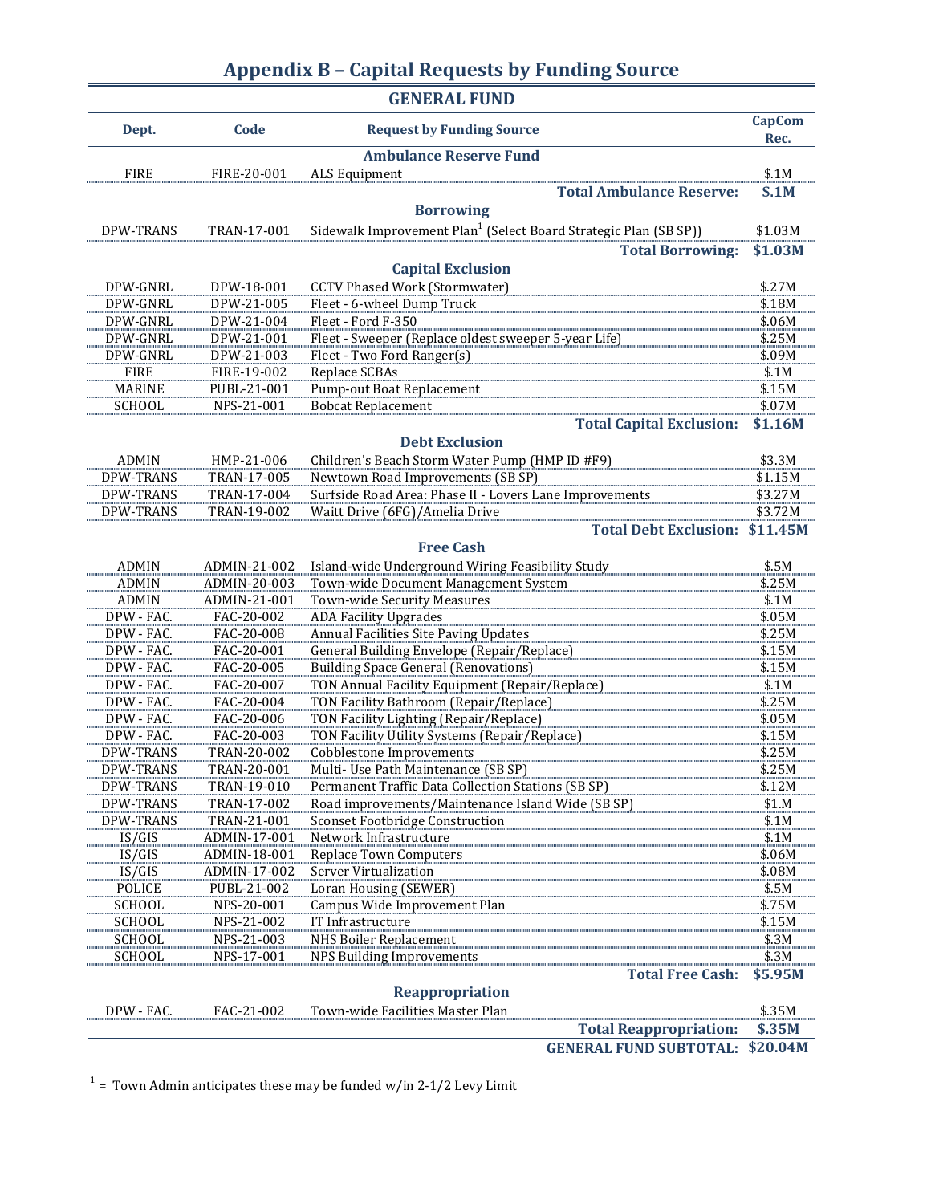# Appendix B – Capital Requests by Funding Source

## GENERAL FUND

| Dept. | Code | Request by Funding Source | CapCom Rec. |
|---|---|---|---|
| | | **Ambulance Reserve Fund** | |
| FIRE | FIRE-20-001 | ALS Equipment | $.1M |
| | | **Total Ambulance Reserve:** | **$.1M** |
| | | **Borrowing** | |
| DPW-TRANS | TRAN-17-001 | Sidewalk Improvement Plan[1] (Select Board Strategic Plan (SB SP)) | $1.03M |
| | | **Total Borrowing:** | **$1.03M** |
| | | **Capital Exclusion** | |
| DPW-GNRL | DPW-18-001 | CCTV Phased Work (Stormwater) | $.27M |
| DPW-GNRL | DPW-21-005 | Fleet - 6-wheel Dump Truck | $.18M |
| DPW-GNRL | DPW-21-004 | Fleet - Ford F-350 | $.06M |
| DPW-GNRL | DPW-21-001 | Fleet - Sweeper (Replace oldest sweeper 5-year Life) | $.25M |
| DPW-GNRL | DPW-21-003 | Fleet - Two Ford Ranger(s) | $.09M |
| FIRE | FIRE-19-002 | Replace SCBAs | $.1M |
| MARINE | PUBL-21-001 | Pump-out Boat Replacement | $.15M |
| SCHOOL | NPS-21-001 | Bobcat Replacement | $.07M |
| | | **Total Capital Exclusion:** | **$1.16M** |
| | | **Debt Exclusion** | |
| ADMIN | HMP-21-006 | Children's Beach Storm Water Pump (HMP ID #F9) | $3.3M |
| DPW-TRANS | TRAN-17-005 | Newtown Road Improvements (SB SP) | $1.15M |
| DPW-TRANS | TRAN-17-004 | Surfside Road Area: Phase II - Lovers Lane Improvements | $3.27M |
| DPW-TRANS | TRAN-19-002 | Waitt Drive (6FG)/Amelia Drive | $3.72M |
| | | **Total Debt Exclusion:** | **$11.45M** |
| | | **Free Cash** | |
| ADMIN | ADMIN-21-002 | Island-wide Underground Wiring Feasibility Study | $.5M |
| ADMIN | ADMIN-20-003 | Town-wide Document Management System | $.25M |
| ADMIN | ADMIN-21-001 | Town-wide Security Measures | $.1M |
| DPW - FAC. | FAC-20-002 | ADA Facility Upgrades | $.05M |
| DPW - FAC. | FAC-20-008 | Annual Facilities Site Paving Updates | $.25M |
| DPW - FAC. | FAC-20-001 | General Building Envelope (Repair/Replace) | $.15M |
| DPW - FAC. | FAC-20-005 | Building Space General (Renovations) | $.15M |
| DPW - FAC. | FAC-20-007 | TON Annual Facility Equipment (Repair/Replace) | $.1M |
| DPW - FAC. | FAC-20-004 | TON Facility Bathroom (Repair/Replace) | $.25M |
| DPW - FAC. | FAC-20-006 | TON Facility Lighting (Repair/Replace) | $.05M |
| DPW - FAC. | FAC-20-003 | TON Facility Utility Systems (Repair/Replace) | $.15M |
| DPW-TRANS | TRAN-20-002 | Cobblestone Improvements | $.25M |
| DPW-TRANS | TRAN-20-001 | Multi- Use Path Maintenance (SB SP) | $.25M |
| DPW-TRANS | TRAN-19-010 | Permanent Traffic Data Collection Stations (SB SP) | $.12M |
| DPW-TRANS | TRAN-17-002 | Road improvements/Maintenance Island Wide (SB SP) | $1.M |
| DPW-TRANS | TRAN-21-001 | Sconset Footbridge Construction | $.1M |
| IS/GIS | ADMIN-17-001 | Network Infrastructure | $.1M |
| IS/GIS | ADMIN-18-001 | Replace Town Computers | $.06M |
| IS/GIS | ADMIN-17-002 | Server Virtualization | $.08M |
| POLICE | PUBL-21-002 | Loran Housing (SEWER) | $.5M |
| SCHOOL | NPS-20-001 | Campus Wide Improvement Plan | $.75M |
| SCHOOL | NPS-21-002 | IT Infrastructure | $.15M |
| SCHOOL | NPS-21-003 | NHS Boiler Replacement | $.3M |
| SCHOOL | NPS-17-001 | NPS Building Improvements | $.3M |
| | | **Total Free Cash:** | **$5.95M** |
| | | **Reappropriation** | |
| DPW - FAC. | FAC-21-002 | Town-wide Facilities Master Plan | $.35M |
| | | **Total Reappropriation:** | **$.35M** |
| | | **GENERAL FUND SUBTOTAL:** | **$20.04M** |

[1] = Town Admin anticipates these may be funded w/in 2-1/2 Levy Limit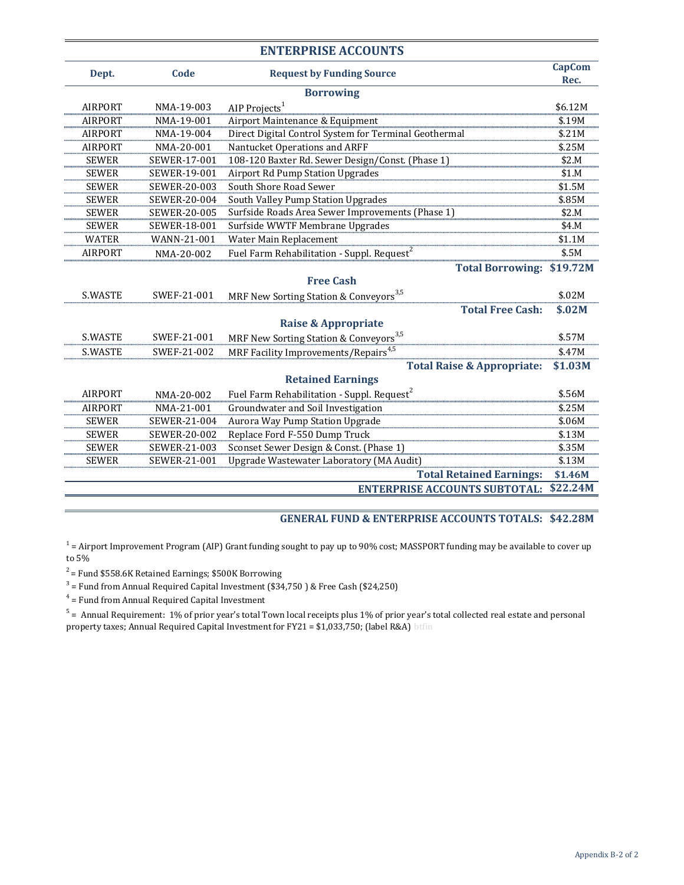## ENTERPRISE ACCOUNTS

| Dept. | Code | Request by Funding Source | CapCom Rec. |
|---|---|---|---|
| | | **Borrowing** | |
| AIRPORT | NMA-19-003 | AIP Projects[1] | $6.12M |
| AIRPORT | NMA-19-001 | Airport Maintenance & Equipment | $.19M |
| AIRPORT | NMA-19-004 | Direct Digital Control System for Terminal Geothermal | $.21M |
| AIRPORT | NMA-20-001 | Nantucket Operations and ARFF | $.25M |
| SEWER | SEWER-17-001 | 108-120 Baxter Rd. Sewer Design/Const. (Phase 1) | $2.M |
| SEWER | SEWER-19-001 | Airport Rd Pump Station Upgrades | $1.M |
| SEWER | SEWER-20-003 | South Shore Road Sewer | $1.5M |
| SEWER | SEWER-20-004 | South Valley Pump Station Upgrades | $.85M |
| SEWER | SEWER-20-005 | Surfside Roads Area Sewer Improvements (Phase 1) | $2.M |
| SEWER | SEWER-18-001 | Surfside WWTF Membrane Upgrades | $4.M |
| WATER | WANN-21-001 | Water Main Replacement | $1.1M |
| AIRPORT | NMA-20-002 | Fuel Farm Rehabilitation - Suppl. Request[2] | $.5M |
| | | **Total Borrowing:** | **$19.72M** |
| | | **Free Cash** | |
| S.WASTE | SWEF-21-001 | MRF New Sorting Station & Conveyors[3,5] | $.02M |
| | | **Total Free Cash:** | **$.02M** |
| | | **Raise & Appropriate** | |
| S.WASTE | SWEF-21-001 | MRF New Sorting Station & Conveyors[3,5] | $.57M |
| S.WASTE | SWEF-21-002 | MRF Facility Improvements/Repairs[4,5] | $.47M |
| | | **Total Raise & Appropriate:** | **$1.03M** |
| | | **Retained Earnings** | |
| AIRPORT | NMA-20-002 | Fuel Farm Rehabilitation - Suppl. Request[2] | $.56M |
| AIRPORT | NMA-21-001 | Groundwater and Soil Investigation | $.25M |
| SEWER | SEWER-21-004 | Aurora Way Pump Station Upgrade | $.06M |
| SEWER | SEWER-20-002 | Replace Ford F-550 Dump Truck | $.13M |
| SEWER | SEWER-21-003 | Sconset Sewer Design & Const. (Phase 1) | $.35M |
| SEWER | SEWER-21-001 | Upgrade Wastewater Laboratory (MA Audit) | $.13M |
| | | **Total Retained Earnings:** | **$1.46M** |
| | | **ENTERPRISE ACCOUNTS SUBTOTAL:** | **$22.24M** |

**GENERAL FUND & ENTERPRISE ACCOUNTS TOTALS: $42.28M**

[1] = Airport Improvement Program (AIP) Grant funding sought to pay up to 90% cost; MASSPORT funding may be available to cover up to 5%

[2] = Fund $558.6K Retained Earnings; $500K Borrowing

[3] = Fund from Annual Required Capital Investment ($34,750 ) & Free Cash ($24,250)

[4] = Fund from Annual Required Capital Investment

[5] = Annual Requirement: 1% of prior year's total Town local receipts plus 1% of prior year's total collected real estate and personal property taxes; Annual Required Capital Investment for FY21 = $1,033,750; (label R&A) btfin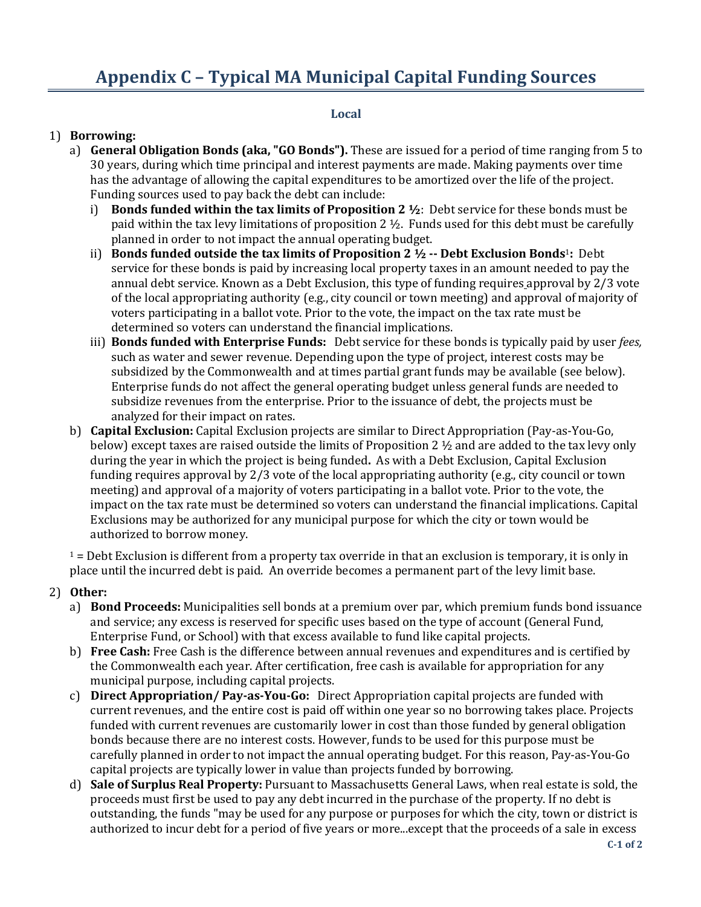# Appendix C – Typical MA Municipal Capital Funding Sources

### Local

1) **Borrowing:**
   a) **General Obligation Bonds (aka, "GO Bonds").** These are issued for a period of time ranging from 5 to 30 years, during which time principal and interest payments are made. Making payments over time has the advantage of allowing the capital expenditures to be amortized over the life of the project. Funding sources used to pay back the debt can include:
      i) **Bonds funded within the tax limits of Proposition 2 ½**: Debt service for these bonds must be paid within the tax levy limitations of proposition 2 ½. Funds used for this debt must be carefully planned in order to not impact the annual operating budget.
      ii) **Bonds funded outside the tax limits of Proposition 2 ½ -- Debt Exclusion Bonds**[1]**:** Debt service for these bonds is paid by increasing local property taxes in an amount needed to pay the annual debt service. Known as a Debt Exclusion, this type of funding requires approval by 2/3 vote of the local appropriating authority (e.g., city council or town meeting) and approval of majority of voters participating in a ballot vote. Prior to the vote, the impact on the tax rate must be determined so voters can understand the financial implications.
      iii) **Bonds funded with Enterprise Funds:** Debt service for these bonds is typically paid by user *fees,* such as water and sewer revenue. Depending upon the type of project, interest costs may be subsidized by the Commonwealth and at times partial grant funds may be available (see below). Enterprise funds do not affect the general operating budget unless general funds are needed to subsidize revenues from the enterprise. Prior to the issuance of debt, the projects must be analyzed for their impact on rates.
   b) **Capital Exclusion:** Capital Exclusion projects are similar to Direct Appropriation (Pay-as-You-Go, below) except taxes are raised outside the limits of Proposition 2 ½ and are added to the tax levy only during the year in which the project is being funded**.** As with a Debt Exclusion, Capital Exclusion funding requires approval by 2/3 vote of the local appropriating authority (e.g., city council or town meeting) and approval of a majority of voters participating in a ballot vote. Prior to the vote, the impact on the tax rate must be determined so voters can understand the financial implications. Capital Exclusions may be authorized for any municipal purpose for which the city or town would be authorized to borrow money.

[1] = Debt Exclusion is different from a property tax override in that an exclusion is temporary, it is only in place until the incurred debt is paid. An override becomes a permanent part of the levy limit base.

2) **Other:**
   a) **Bond Proceeds:** Municipalities sell bonds at a premium over par, which premium funds bond issuance and service; any excess is reserved for specific uses based on the type of account (General Fund, Enterprise Fund, or School) with that excess available to fund like capital projects.
   b) **Free Cash:** Free Cash is the difference between annual revenues and expenditures and is certified by the Commonwealth each year. After certification, free cash is available for appropriation for any municipal purpose, including capital projects.
   c) **Direct Appropriation/ Pay-as-You-Go:** Direct Appropriation capital projects are funded with current revenues, and the entire cost is paid off within one year so no borrowing takes place. Projects funded with current revenues are customarily lower in cost than those funded by general obligation bonds because there are no interest costs. However, funds to be used for this purpose must be carefully planned in order to not impact the annual operating budget. For this reason, Pay-as-You-Go capital projects are typically lower in value than projects funded by borrowing.
   d) **Sale of Surplus Real Property:** Pursuant to Massachusetts General Laws, when real estate is sold, the proceeds must first be used to pay any debt incurred in the purchase of the property. If no debt is outstanding, the funds "may be used for any purpose or purposes for which the city, town or district is authorized to incur debt for a period of five years or more...except that the proceeds of a sale in excess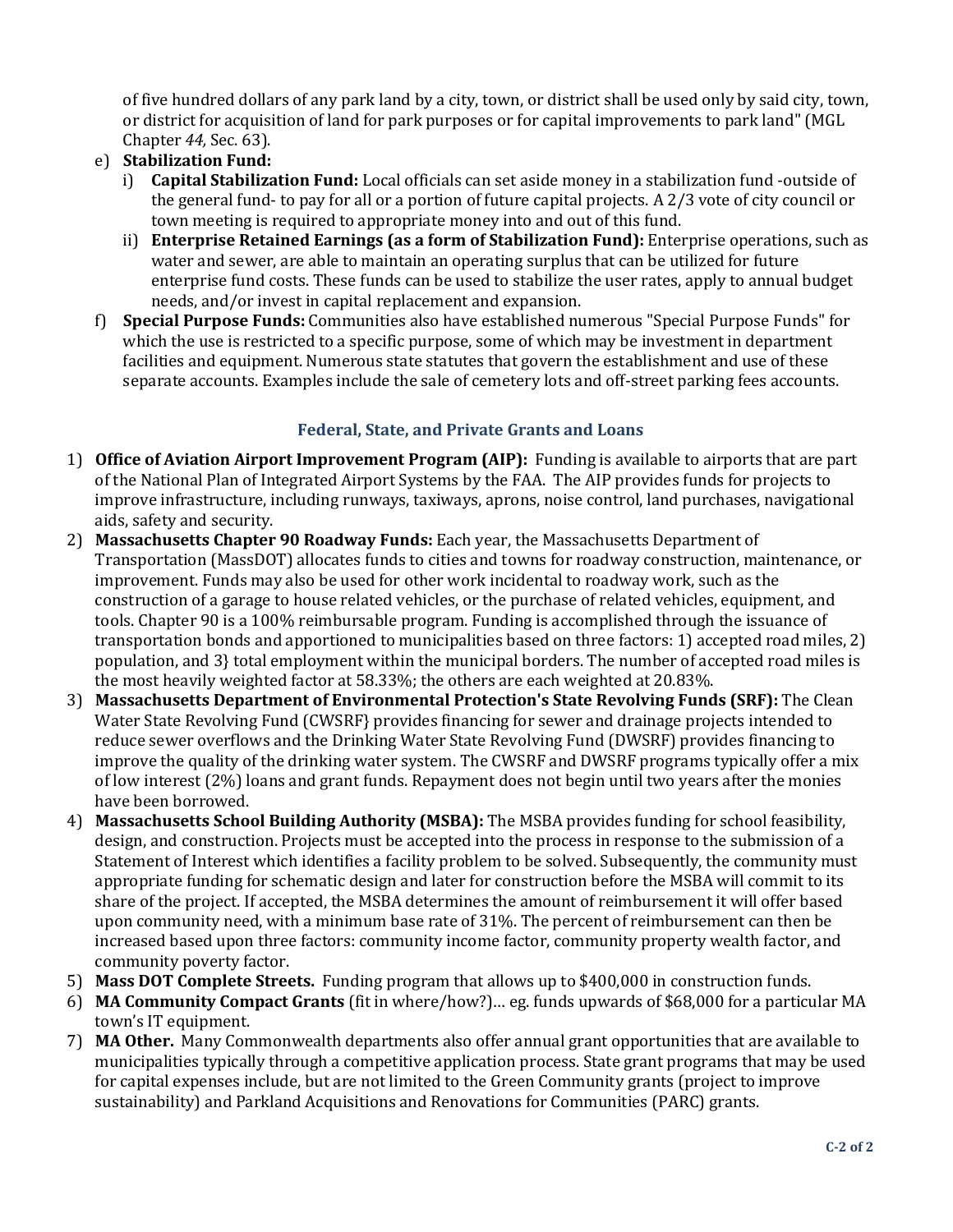of five hundred dollars of any park land by a city, town, or district shall be used only by said city, town, or district for acquisition of land for park purposes or for capital improvements to park land" (MGL Chapter *44,* Sec. 63).

e) **Stabilization Fund:**
   i) **Capital Stabilization Fund:** Local officials can set aside money in a stabilization fund -outside of the general fund- to pay for all or a portion of future capital projects. A 2/3 vote of city council or town meeting is required to appropriate money into and out of this fund.
   ii) **Enterprise Retained Earnings (as a form of Stabilization Fund):** Enterprise operations, such as water and sewer, are able to maintain an operating surplus that can be utilized for future enterprise fund costs. These funds can be used to stabilize the user rates, apply to annual budget needs, and/or invest in capital replacement and expansion.

f) **Special Purpose Funds:** Communities also have established numerous "Special Purpose Funds" for which the use is restricted to a specific purpose, some of which may be investment in department facilities and equipment. Numerous state statutes that govern the establishment and use of these separate accounts. Examples include the sale of cemetery lots and off-street parking fees accounts.

### Federal, State, and Private Grants and Loans

1) **Office of Aviation Airport Improvement Program (AIP):** Funding is available to airports that are part of the National Plan of Integrated Airport Systems by the FAA. The AIP provides funds for projects to improve infrastructure, including runways, taxiways, aprons, noise control, land purchases, navigational aids, safety and security.
2) **Massachusetts Chapter 90 Roadway Funds:** Each year, the Massachusetts Department of Transportation (MassDOT) allocates funds to cities and towns for roadway construction, maintenance, or improvement. Funds may also be used for other work incidental to roadway work, such as the construction of a garage to house related vehicles, or the purchase of related vehicles, equipment, and tools. Chapter 90 is a 100% reimbursable program. Funding is accomplished through the issuance of transportation bonds and apportioned to municipalities based on three factors: 1) accepted road miles, 2) population, and 3} total employment within the municipal borders. The number of accepted road miles is the most heavily weighted factor at 58.33%; the others are each weighted at 20.83%.
3) **Massachusetts Department of Environmental Protection's State Revolving Funds (SRF):** The Clean Water State Revolving Fund (CWSRF} provides financing for sewer and drainage projects intended to reduce sewer overflows and the Drinking Water State Revolving Fund (DWSRF) provides financing to improve the quality of the drinking water system. The CWSRF and DWSRF programs typically offer a mix of low interest (2%) loans and grant funds. Repayment does not begin until two years after the monies have been borrowed.
4) **Massachusetts School Building Authority (MSBA):** The MSBA provides funding for school feasibility, design, and construction. Projects must be accepted into the process in response to the submission of a Statement of Interest which identifies a facility problem to be solved. Subsequently, the community must appropriate funding for schematic design and later for construction before the MSBA will commit to its share of the project. If accepted, the MSBA determines the amount of reimbursement it will offer based upon community need, with a minimum base rate of 31%. The percent of reimbursement can then be increased based upon three factors: community income factor, community property wealth factor, and community poverty factor.
5) **Mass DOT Complete Streets.** Funding program that allows up to $400,000 in construction funds.
6) **MA Community Compact Grants** (fit in where/how?)… eg. funds upwards of $68,000 for a particular MA town's IT equipment.
7) **MA Other.** Many Commonwealth departments also offer annual grant opportunities that are available to municipalities typically through a competitive application process. State grant programs that may be used for capital expenses include, but are not limited to the Green Community grants (project to improve sustainability) and Parkland Acquisitions and Renovations for Communities (PARC) grants.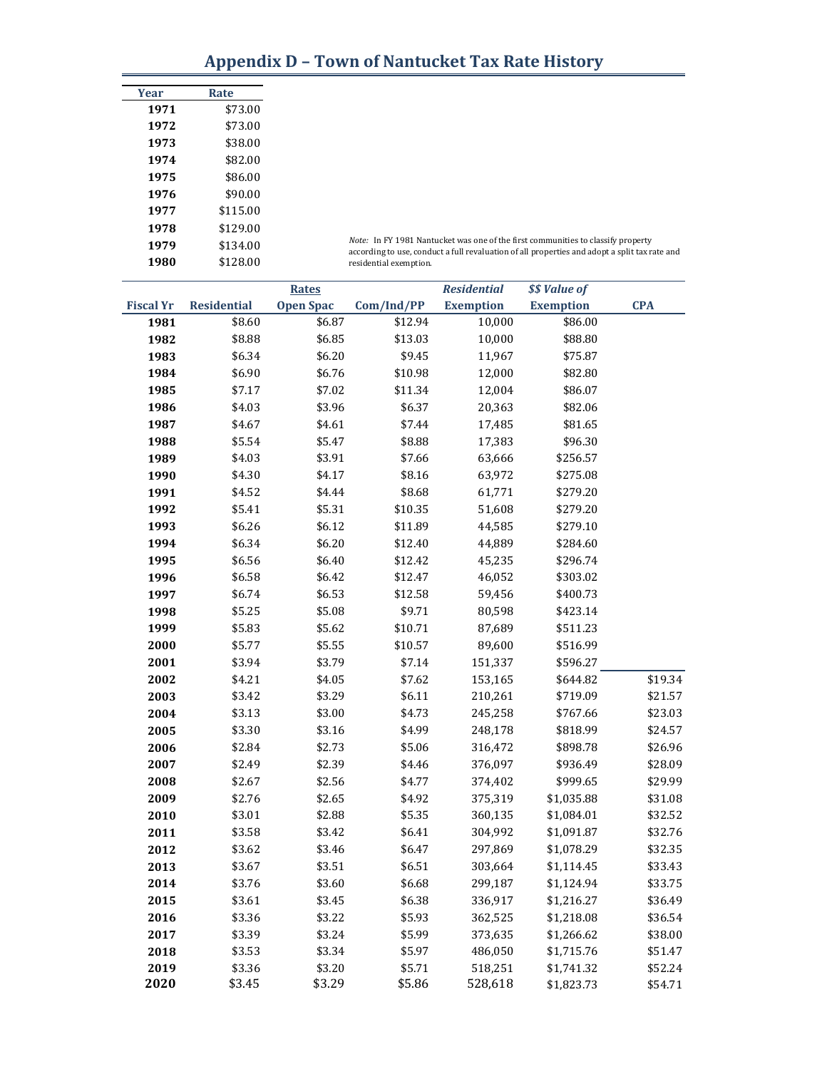# Appendix D – Town of Nantucket Tax Rate History

| Year | Rate |
|---|---|
| 1971 | $73.00 |
| 1972 | $73.00 |
| 1973 | $38.00 |
| 1974 | $82.00 |
| 1975 | $86.00 |
| 1976 | $90.00 |
| 1977 | $115.00 |
| 1978 | $129.00 |
| 1979 | $134.00 |
| 1980 | $128.00 |

*Note:* In FY 1981 Nantucket was one of the first communities to classify property according to use, conduct a full revaluation of all properties and adopt a split tax rate and residential exemption.

| | | Rates | | *Residential* | *$$ Value of* | |
|---|---|---|---|---|---|---|
| Fiscal Yr | Residential | Open Spac | Com/Ind/PP | Exemption | Exemption | CPA |
| 1981 | $8.60 | $6.87 | $12.94 | 10,000 | $86.00 | |
| 1982 | $8.88 | $6.85 | $13.03 | 10,000 | $88.80 | |
| 1983 | $6.34 | $6.20 | $9.45 | 11,967 | $75.87 | |
| 1984 | $6.90 | $6.76 | $10.98 | 12,000 | $82.80 | |
| 1985 | $7.17 | $7.02 | $11.34 | 12,004 | $86.07 | |
| 1986 | $4.03 | $3.96 | $6.37 | 20,363 | $82.06 | |
| 1987 | $4.67 | $4.61 | $7.44 | 17,485 | $81.65 | |
| 1988 | $5.54 | $5.47 | $8.88 | 17,383 | $96.30 | |
| 1989 | $4.03 | $3.91 | $7.66 | 63,666 | $256.57 | |
| 1990 | $4.30 | $4.17 | $8.16 | 63,972 | $275.08 | |
| 1991 | $4.52 | $4.44 | $8.68 | 61,771 | $279.20 | |
| 1992 | $5.41 | $5.31 | $10.35 | 51,608 | $279.20 | |
| 1993 | $6.26 | $6.12 | $11.89 | 44,585 | $279.10 | |
| 1994 | $6.34 | $6.20 | $12.40 | 44,889 | $284.60 | |
| 1995 | $6.56 | $6.40 | $12.42 | 45,235 | $296.74 | |
| 1996 | $6.58 | $6.42 | $12.47 | 46,052 | $303.02 | |
| 1997 | $6.74 | $6.53 | $12.58 | 59,456 | $400.73 | |
| 1998 | $5.25 | $5.08 | $9.71 | 80,598 | $423.14 | |
| 1999 | $5.83 | $5.62 | $10.71 | 87,689 | $511.23 | |
| 2000 | $5.77 | $5.55 | $10.57 | 89,600 | $516.99 | |
| 2001 | $3.94 | $3.79 | $7.14 | 151,337 | $596.27 | |
| 2002 | $4.21 | $4.05 | $7.62 | 153,165 | $644.82 | $19.34 |
| 2003 | $3.42 | $3.29 | $6.11 | 210,261 | $719.09 | $21.57 |
| 2004 | $3.13 | $3.00 | $4.73 | 245,258 | $767.66 | $23.03 |
| 2005 | $3.30 | $3.16 | $4.99 | 248,178 | $818.99 | $24.57 |
| 2006 | $2.84 | $2.73 | $5.06 | 316,472 | $898.78 | $26.96 |
| 2007 | $2.49 | $2.39 | $4.46 | 376,097 | $936.49 | $28.09 |
| 2008 | $2.67 | $2.56 | $4.77 | 374,402 | $999.65 | $29.99 |
| 2009 | $2.76 | $2.65 | $4.92 | 375,319 | $1,035.88 | $31.08 |
| 2010 | $3.01 | $2.88 | $5.35 | 360,135 | $1,084.01 | $32.52 |
| 2011 | $3.58 | $3.42 | $6.41 | 304,992 | $1,091.87 | $32.76 |
| 2012 | $3.62 | $3.46 | $6.47 | 297,869 | $1,078.29 | $32.35 |
| 2013 | $3.67 | $3.51 | $6.51 | 303,664 | $1,114.45 | $33.43 |
| 2014 | $3.76 | $3.60 | $6.68 | 299,187 | $1,124.94 | $33.75 |
| 2015 | $3.61 | $3.45 | $6.38 | 336,917 | $1,216.27 | $36.49 |
| 2016 | $3.36 | $3.22 | $5.93 | 362,525 | $1,218.08 | $36.54 |
| 2017 | $3.39 | $3.24 | $5.99 | 373,635 | $1,266.62 | $38.00 |
| 2018 | $3.53 | $3.34 | $5.97 | 486,050 | $1,715.76 | $51.47 |
| 2019 | $3.36 | $3.20 | $5.71 | 518,251 | $1,741.32 | $52.24 |
| 2020 | $3.45 | $3.29 | $5.86 | 528,618 | $1,823.73 | $54.71 |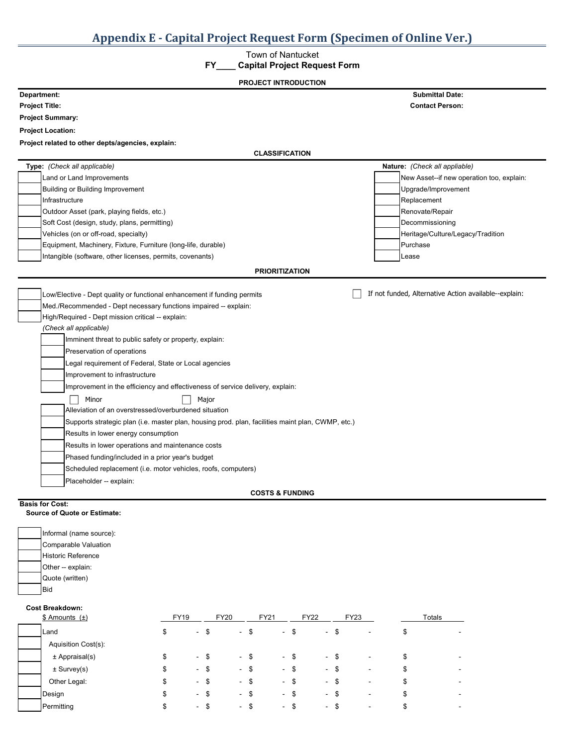# Appendix E - Capital Project Request Form (Specimen of Online Ver.)

Town of Nantucket

**FY____ Capital Project Request Form**

**PROJECT INTRODUCTION**

**Department:** **Submittal Date:**

**Project Title:** **Contact Person:**

**Project Summary:**

**Project Location:**

**Project related to other depts/agencies, explain:**

**CLASSIFICATION**

**Type:** *(Check all applicable)*

- ☐ Land or Land Improvements
- ☐ Building or Building Improvement
- ☐ Infrastructure
- ☐ Outdoor Asset (park, playing fields, etc.)
- ☐ Soft Cost (design, study, plans, permitting)
- ☐ Vehicles (on or off-road, specialty)
- ☐ Equipment, Machinery, Fixture, Furniture (long-life, durable)
- ☐ Intangible (software, other licenses, permits, covenants)

**Nature:** *(Check all appliable)*

- ☐ New Asset--if new operation too, explain:
- ☐ Upgrade/Improvement
- ☐ Replacement
- ☐ Renovate/Repair
- ☐ Decommissioning
- ☐ Heritage/Culture/Legacy/Tradition
- ☐ Purchase
- ☐ Lease

**PRIORITIZATION**

- ☐ Low/Elective - Dept quality or functional enhancement if funding permits
- ☐ Med./Recommended - Dept necessary functions impaired -- explain:
- ☐ High/Required - Dept mission critical -- explain:

☐ If not funded, Alternative Action available--explain:

*(Check all applicable)*

- ☐ Imminent threat to public safety or property, explain:
- ☐ Preservation of operations
- ☐ Legal requirement of Federal, State or Local agencies
- ☐ Improvement to infrastructure
- ☐ Improvement in the efficiency and effectiveness of service delivery, explain:
  - ☐ Minor ☐ Major
- ☐ Alleviation of an overstressed/overburdened situation
- ☐ Supports strategic plan (i.e. master plan, housing prod. plan, facilities maint plan, CWMP, etc.)
- ☐ Results in lower energy consumption
- ☐ Results in lower operations and maintenance costs
- ☐ Phased funding/included in a prior year's budget
- ☐ Scheduled replacement (i.e. motor vehicles, roofs, computers)
- ☐ Placeholder -- explain:

**COSTS & FUNDING**

**Basis for Cost:**

**Source of Quote or Estimate:**

- ☐ Informal (name source):
- ☐ Comparable Valuation
- ☐ Historic Reference
- ☐ Other -- explain:
- ☐ Quote (written)
- ☐ Bid

**Cost Breakdown:**

| | $ Amounts (±) | FY19 | FY20 | FY21 | FY22 | FY23 | Totals |
|---|---|---|---|---|---|---|---|
| ☐ | Land | $ - | $ - | $ - | $ - | $ - | $ - |
| | Aquisition Cost(s): | | | | | | |
| ☐ | ± Appraisal(s) | $ - | $ - | $ - | $ - | $ - | $ - |
| ☐ | ± Survey(s) | $ - | $ - | $ - | $ - | $ - | $ - |
| ☐ | Other Legal: | $ - | $ - | $ - | $ - | $ - | $ - |
| ☐ | Design | $ - | $ - | $ - | $ - | $ - | $ - |
| ☐ | Permitting | $ - | $ - | $ - | $ - | $ - | $ - |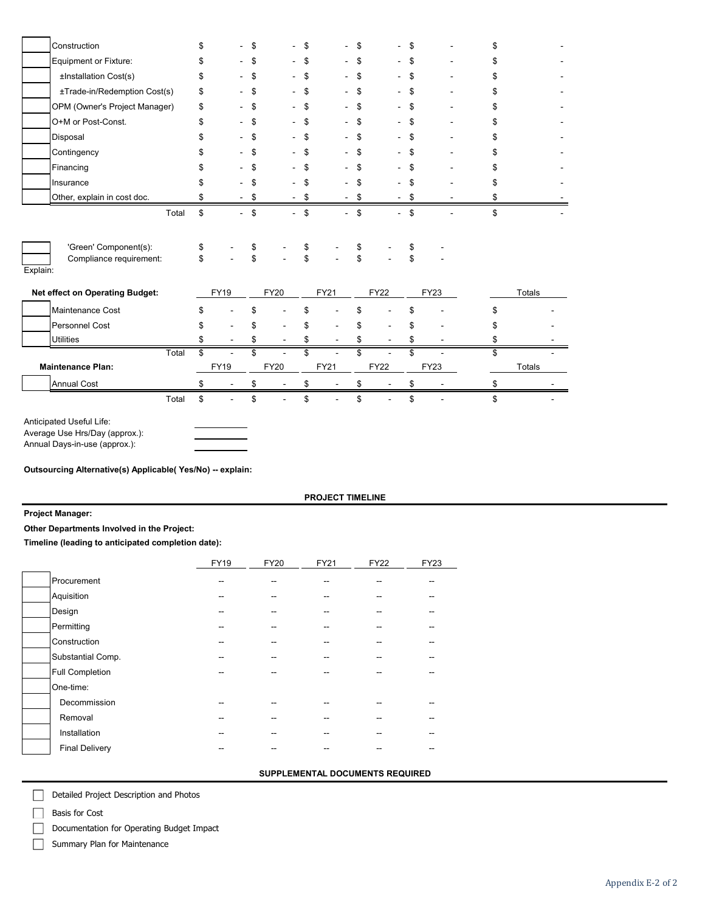| | | | | | | | |
|---|---|---|---|---|---|---|---|
| | Construction | $ - | $ - | $ - | $ - | $ - | $ - |
| | Equipment or Fixture: | $ - | $ - | $ - | $ - | $ - | $ - |
| | ±Installation Cost(s) | $ - | $ - | $ - | $ - | $ - | $ - |
| | ±Trade-in/Redemption Cost(s) | $ - | $ - | $ - | $ - | $ - | $ - |
| | OPM (Owner's Project Manager) | $ - | $ - | $ - | $ - | $ - | $ - |
| | O+M or Post-Const. | $ - | $ - | $ - | $ - | $ - | $ - |
| | Disposal | $ - | $ - | $ - | $ - | $ - | $ - |
| | Contingency | $ - | $ - | $ - | $ - | $ - | $ - |
| | Financing | $ - | $ - | $ - | $ - | $ - | $ - |
| | Insurance | $ - | $ - | $ - | $ - | $ - | $ - |
| | Other, explain in cost doc. | $ - | $ - | $ - | $ - | $ - | $ - |
| | Total | $ - | $ - | $ - | $ - | $ - | $ - |

| | | | | | | |
|---|---|---|---|---|---|---|
| | 'Green' Component(s): | $ - | $ - | $ - | $ - | $ - |
| | Compliance requirement: | $ - | $ - | $ - | $ - | $ - |

Explain:

| | Net effect on Operating Budget: | FY19 | FY20 | FY21 | FY22 | FY23 | Totals |
|---|---|---|---|---|---|---|---|
| | Maintenance Cost | $ - | $ - | $ - | $ - | $ - | $ - |
| | Personnel Cost | $ - | $ - | $ - | $ - | $ - | $ - |
| | Utilities | $ - | $ - | $ - | $ - | $ - | $ - |
| | Total | $ - | $ - | $ - | $ - | $ - | $ - |

| | Maintenance Plan: | FY19 | FY20 | FY21 | FY22 | FY23 | Totals |
|---|---|---|---|---|---|---|---|
| | Annual Cost | $ - | $ - | $ - | $ - | $ - | $ - |
| | Total | $ - | $ - | $ - | $ - | $ - | $ - |

Anticipated Useful Life: ________

Average Use Hrs/Day (approx.): ________

Annual Days-in-use (approx.): ________

**Outsourcing Alternative(s) Applicable( Yes/No) -- explain:**

## PROJECT TIMELINE

**Project Manager:**

**Other Departments Involved in the Project:**

**Timeline (leading to anticipated completion date):**

| | | FY19 | FY20 | FY21 | FY22 | FY23 |
|---|---|---|---|---|---|---|
| | Procurement | -- | -- | -- | -- | -- |
| | Aquisition | -- | -- | -- | -- | -- |
| | Design | -- | -- | -- | -- | -- |
| | Permitting | -- | -- | -- | -- | -- |
| | Construction | -- | -- | -- | -- | -- |
| | Substantial Comp. | -- | -- | -- | -- | -- |
| | Full Completion | -- | -- | -- | -- | -- |
| | One-time: | | | | | |
| | Decommission | -- | -- | -- | -- | -- |
| | Removal | -- | -- | -- | -- | -- |
| | Installation | -- | -- | -- | -- | -- |
| | Final Delivery | -- | -- | -- | -- | -- |

## SUPPLEMENTAL DOCUMENTS REQUIRED

- ☐ Detailed Project Description and Photos
- ☐ Basis for Cost
- ☐ Documentation for Operating Budget Impact
- ☐ Summary Plan for Maintenance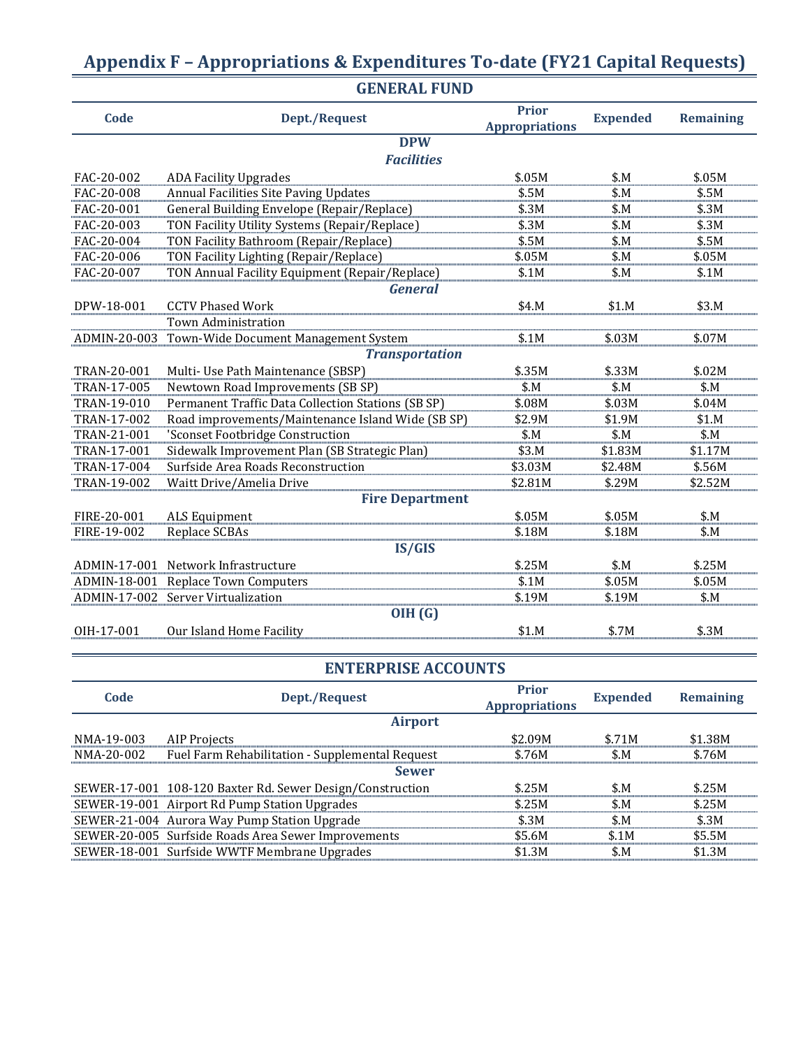# Appendix F – Appropriations & Expenditures To-date (FY21 Capital Requests)

## GENERAL FUND

| Code | Dept./Request | Prior Appropriations | Expended | Remaining |
|---|---|---|---|---|
| | **DPW** | | | |
| | ***Facilities*** | | | |
| FAC-20-002 | ADA Facility Upgrades | $.05M | $.M | $.05M |
| FAC-20-008 | Annual Facilities Site Paving Updates | $.5M | $.M | $.5M |
| FAC-20-001 | General Building Envelope (Repair/Replace) | $.3M | $.M | $.3M |
| FAC-20-003 | TON Facility Utility Systems (Repair/Replace) | $.3M | $.M | $.3M |
| FAC-20-004 | TON Facility Bathroom (Repair/Replace) | $.5M | $.M | $.5M |
| FAC-20-006 | TON Facility Lighting (Repair/Replace) | $.05M | $.M | $.05M |
| FAC-20-007 | TON Annual Facility Equipment (Repair/Replace) | $.1M | $.M | $.1M |
| | ***General*** | | | |
| DPW-18-001 | CCTV Phased Work | $4.M | $1.M | $3.M |
| | Town Administration | | | |
| ADMIN-20-003 | Town-Wide Document Management System | $.1M | $.03M | $.07M |
| | ***Transportation*** | | | |
| TRAN-20-001 | Multi- Use Path Maintenance (SBSP) | $.35M | $.33M | $.02M |
| TRAN-17-005 | Newtown Road Improvements (SB SP) | $.M | $.M | $.M |
| TRAN-19-010 | Permanent Traffic Data Collection Stations (SB SP) | $.08M | $.03M | $.04M |
| TRAN-17-002 | Road improvements/Maintenance Island Wide (SB SP) | $2.9M | $1.9M | $1.M |
| TRAN-21-001 | 'Sconset Footbridge Construction | $.M | $.M | $.M |
| TRAN-17-001 | Sidewalk Improvement Plan (SB Strategic Plan) | $3.M | $1.83M | $1.17M |
| TRAN-17-004 | Surfside Area Roads Reconstruction | $3.03M | $2.48M | $.56M |
| TRAN-19-002 | Waitt Drive/Amelia Drive | $2.81M | $.29M | $2.52M |
| | **Fire Department** | | | |
| FIRE-20-001 | ALS Equipment | $.05M | $.05M | $.M |
| FIRE-19-002 | Replace SCBAs | $.18M | $.18M | $.M |
| | **IS/GIS** | | | |
| ADMIN-17-001 | Network Infrastructure | $.25M | $.M | $.25M |
| ADMIN-18-001 | Replace Town Computers | $.1M | $.05M | $.05M |
| ADMIN-17-002 | Server Virtualization | $.19M | $.19M | $.M |
| | **OIH (G)** | | | |
| OIH-17-001 | Our Island Home Facility | $1.M | $.7M | $.3M |

## ENTERPRISE ACCOUNTS

| Code | Dept./Request | Prior Appropriations | Expended | Remaining |
|---|---|---|---|---|
| | **Airport** | | | |
| NMA-19-003 | AIP Projects | $2.09M | $.71M | $1.38M |
| NMA-20-002 | Fuel Farm Rehabilitation - Supplemental Request | $.76M | $.M | $.76M |
| | **Sewer** | | | |
| SEWER-17-001 | 108-120 Baxter Rd. Sewer Design/Construction | $.25M | $.M | $.25M |
| SEWER-19-001 | Airport Rd Pump Station Upgrades | $.25M | $.M | $.25M |
| SEWER-21-004 | Aurora Way Pump Station Upgrade | $.3M | $.M | $.3M |
| SEWER-20-005 | Surfside Roads Area Sewer Improvements | $5.6M | $.1M | $5.5M |
| SEWER-18-001 | Surfside WWTF Membrane Upgrades | $1.3M | $.M | $1.3M |